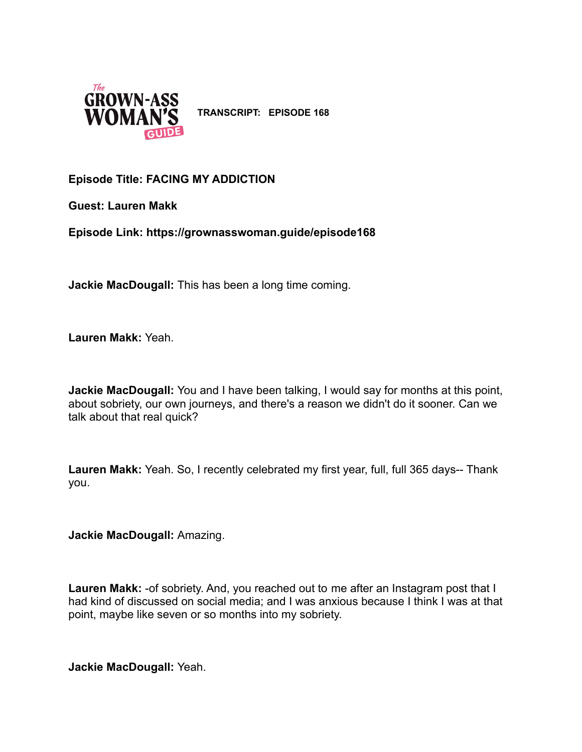The GROWN-ASS WOMAN'S GUIDE

**TRANSCRIPT: EPISODE 168**

**Episode Title: FACING MY ADDICTION**

**Guest: Lauren Makk**

**Episode Link: https://grownasswoman.guide/episode168**

**Jackie MacDougall:** This has been a long time coming.

**Lauren Makk:** Yeah.

**Jackie MacDougall:** You and I have been talking, I would say for months at this point, about sobriety, our own journeys, and there's a reason we didn't do it sooner. Can we talk about that real quick?

**Lauren Makk:** Yeah. So, I recently celebrated my first year, full, full 365 days-- Thank you.

**Jackie MacDougall:** Amazing.

**Lauren Makk:** -of sobriety. And, you reached out to me after an Instagram post that I had kind of discussed on social media; and I was anxious because I think I was at that point, maybe like seven or so months into my sobriety.

**Jackie MacDougall:** Yeah.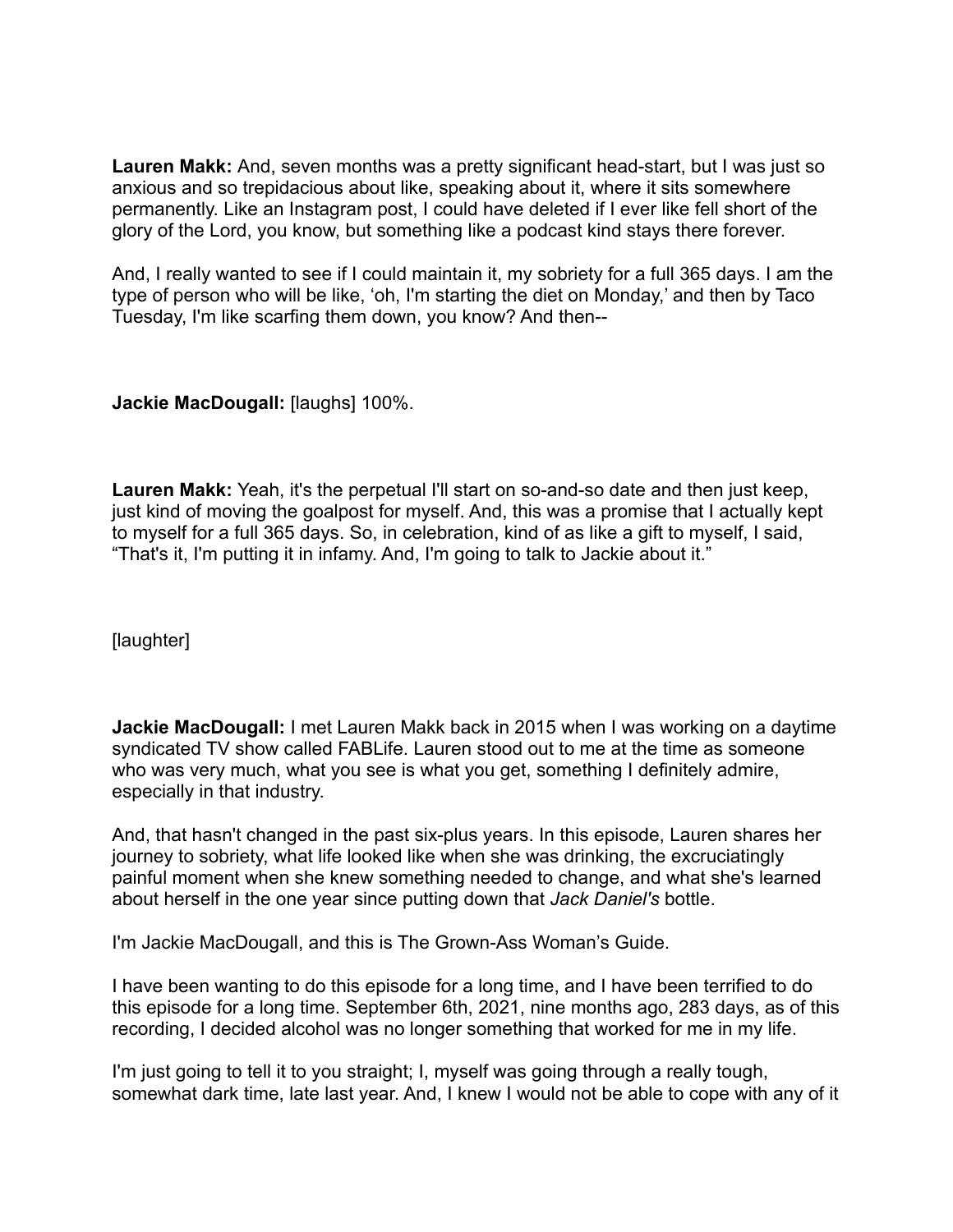**Lauren Makk:** And, seven months was a pretty significant head-start, but I was just so anxious and so trepidacious about like, speaking about it, where it sits somewhere permanently. Like an Instagram post, I could have deleted if I ever like fell short of the glory of the Lord, you know, but something like a podcast kind stays there forever.

And, I really wanted to see if I could maintain it, my sobriety for a full 365 days. I am the type of person who will be like, 'oh, I'm starting the diet on Monday,' and then by Taco Tuesday, I'm like scarfing them down, you know? And then--

**Jackie MacDougall:** [laughs] 100%.

**Lauren Makk:** Yeah, it's the perpetual I'll start on so-and-so date and then just keep, just kind of moving the goalpost for myself. And, this was a promise that I actually kept to myself for a full 365 days. So, in celebration, kind of as like a gift to myself, I said, "That's it, I'm putting it in infamy. And, I'm going to talk to Jackie about it."

[laughter]

**Jackie MacDougall:** I met Lauren Makk back in 2015 when I was working on a daytime syndicated TV show called FABLife. Lauren stood out to me at the time as someone who was very much, what you see is what you get, something I definitely admire, especially in that industry.

And, that hasn't changed in the past six-plus years. In this episode, Lauren shares her journey to sobriety, what life looked like when she was drinking, the excruciatingly painful moment when she knew something needed to change, and what she's learned about herself in the one year since putting down that *Jack Daniel's* bottle.

I'm Jackie MacDougall, and this is The Grown-Ass Woman's Guide.

I have been wanting to do this episode for a long time, and I have been terrified to do this episode for a long time. September 6th, 2021, nine months ago, 283 days, as of this recording, I decided alcohol was no longer something that worked for me in my life.

I'm just going to tell it to you straight; I, myself was going through a really tough, somewhat dark time, late last year. And, I knew I would not be able to cope with any of it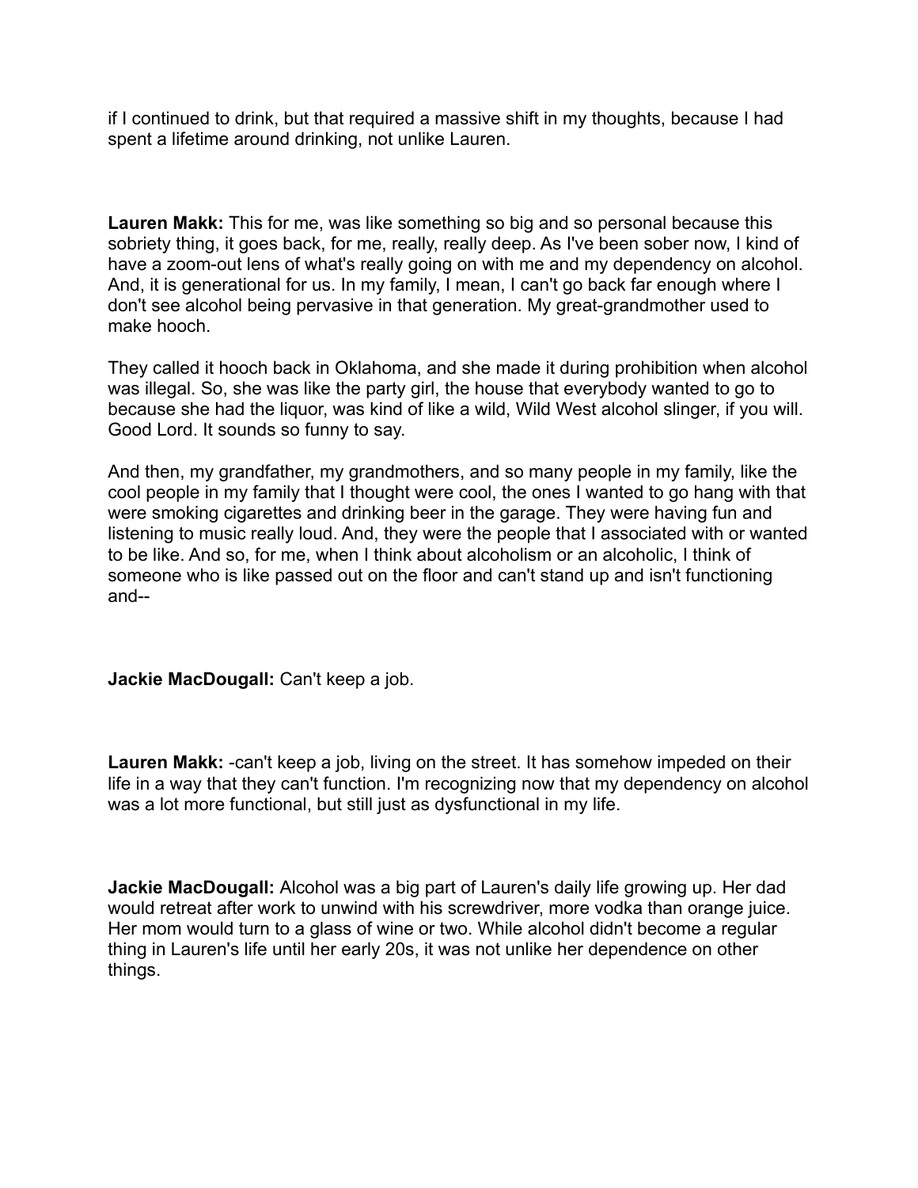if I continued to drink, but that required a massive shift in my thoughts, because I had spent a lifetime around drinking, not unlike Lauren.

**Lauren Makk:** This for me, was like something so big and so personal because this sobriety thing, it goes back, for me, really, really deep. As I've been sober now, I kind of have a zoom-out lens of what's really going on with me and my dependency on alcohol. And, it is generational for us. In my family, I mean, I can't go back far enough where I don't see alcohol being pervasive in that generation. My great-grandmother used to make hooch.

They called it hooch back in Oklahoma, and she made it during prohibition when alcohol was illegal. So, she was like the party girl, the house that everybody wanted to go to because she had the liquor, was kind of like a wild, Wild West alcohol slinger, if you will. Good Lord. It sounds so funny to say.

And then, my grandfather, my grandmothers, and so many people in my family, like the cool people in my family that I thought were cool, the ones I wanted to go hang with that were smoking cigarettes and drinking beer in the garage. They were having fun and listening to music really loud. And, they were the people that I associated with or wanted to be like. And so, for me, when I think about alcoholism or an alcoholic, I think of someone who is like passed out on the floor and can't stand up and isn't functioning and--

**Jackie MacDougall:** Can't keep a job.

**Lauren Makk:** -can't keep a job, living on the street. It has somehow impeded on their life in a way that they can't function. I'm recognizing now that my dependency on alcohol was a lot more functional, but still just as dysfunctional in my life.

**Jackie MacDougall:** Alcohol was a big part of Lauren's daily life growing up. Her dad would retreat after work to unwind with his screwdriver, more vodka than orange juice. Her mom would turn to a glass of wine or two. While alcohol didn't become a regular thing in Lauren's life until her early 20s, it was not unlike her dependence on other things.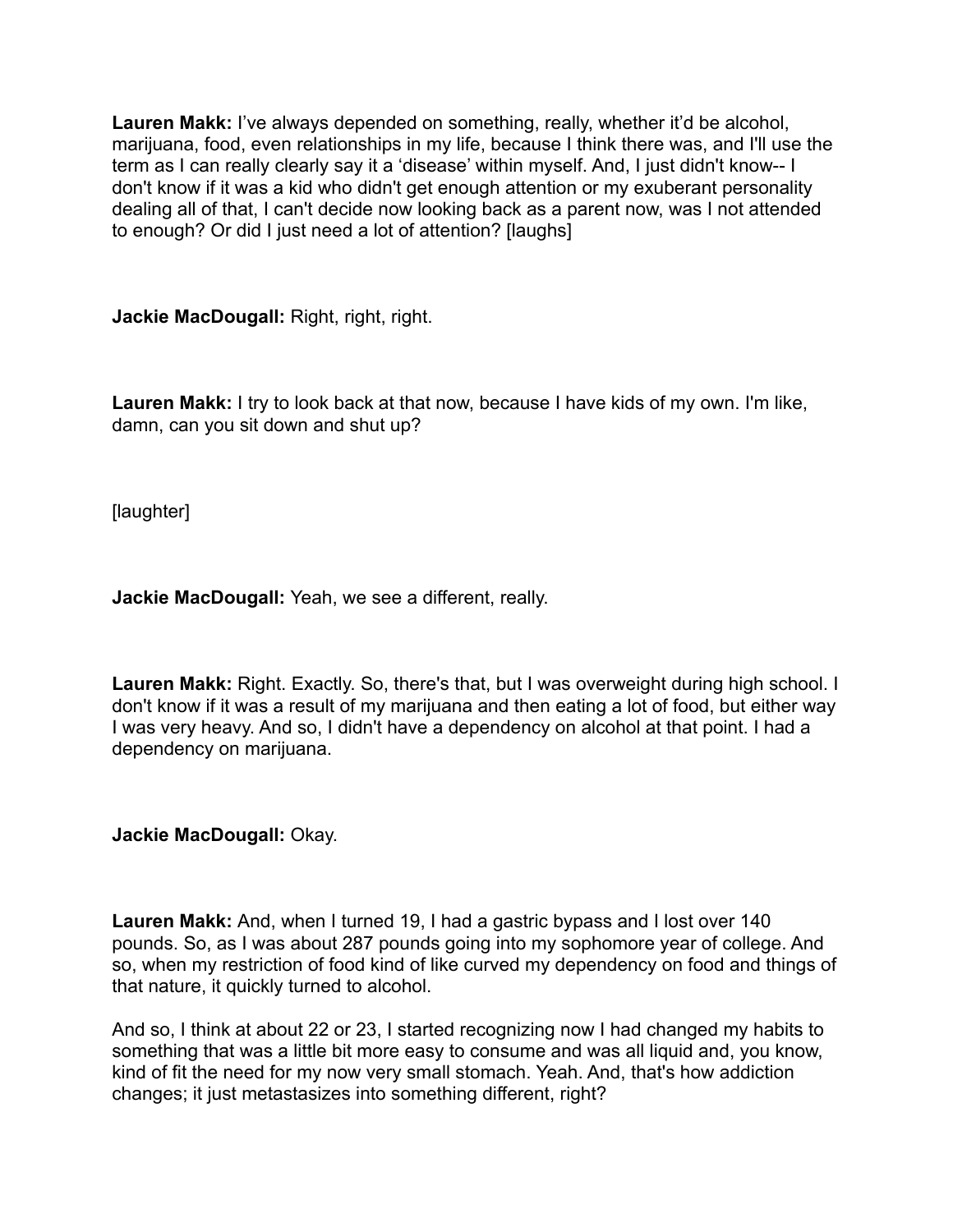**Lauren Makk:** I've always depended on something, really, whether it'd be alcohol, marijuana, food, even relationships in my life, because I think there was, and I'll use the term as I can really clearly say it a 'disease' within myself. And, I just didn't know-- I don't know if it was a kid who didn't get enough attention or my exuberant personality dealing all of that, I can't decide now looking back as a parent now, was I not attended to enough? Or did I just need a lot of attention? [laughs]

**Jackie MacDougall:** Right, right, right.

**Lauren Makk:** I try to look back at that now, because I have kids of my own. I'm like, damn, can you sit down and shut up?

[laughter]

**Jackie MacDougall:** Yeah, we see a different, really.

**Lauren Makk:** Right. Exactly. So, there's that, but I was overweight during high school. I don't know if it was a result of my marijuana and then eating a lot of food, but either way I was very heavy. And so, I didn't have a dependency on alcohol at that point. I had a dependency on marijuana.

**Jackie MacDougall:** Okay.

**Lauren Makk:** And, when I turned 19, I had a gastric bypass and I lost over 140 pounds. So, as I was about 287 pounds going into my sophomore year of college. And so, when my restriction of food kind of like curved my dependency on food and things of that nature, it quickly turned to alcohol.

And so, I think at about 22 or 23, I started recognizing now I had changed my habits to something that was a little bit more easy to consume and was all liquid and, you know, kind of fit the need for my now very small stomach. Yeah. And, that's how addiction changes; it just metastasizes into something different, right?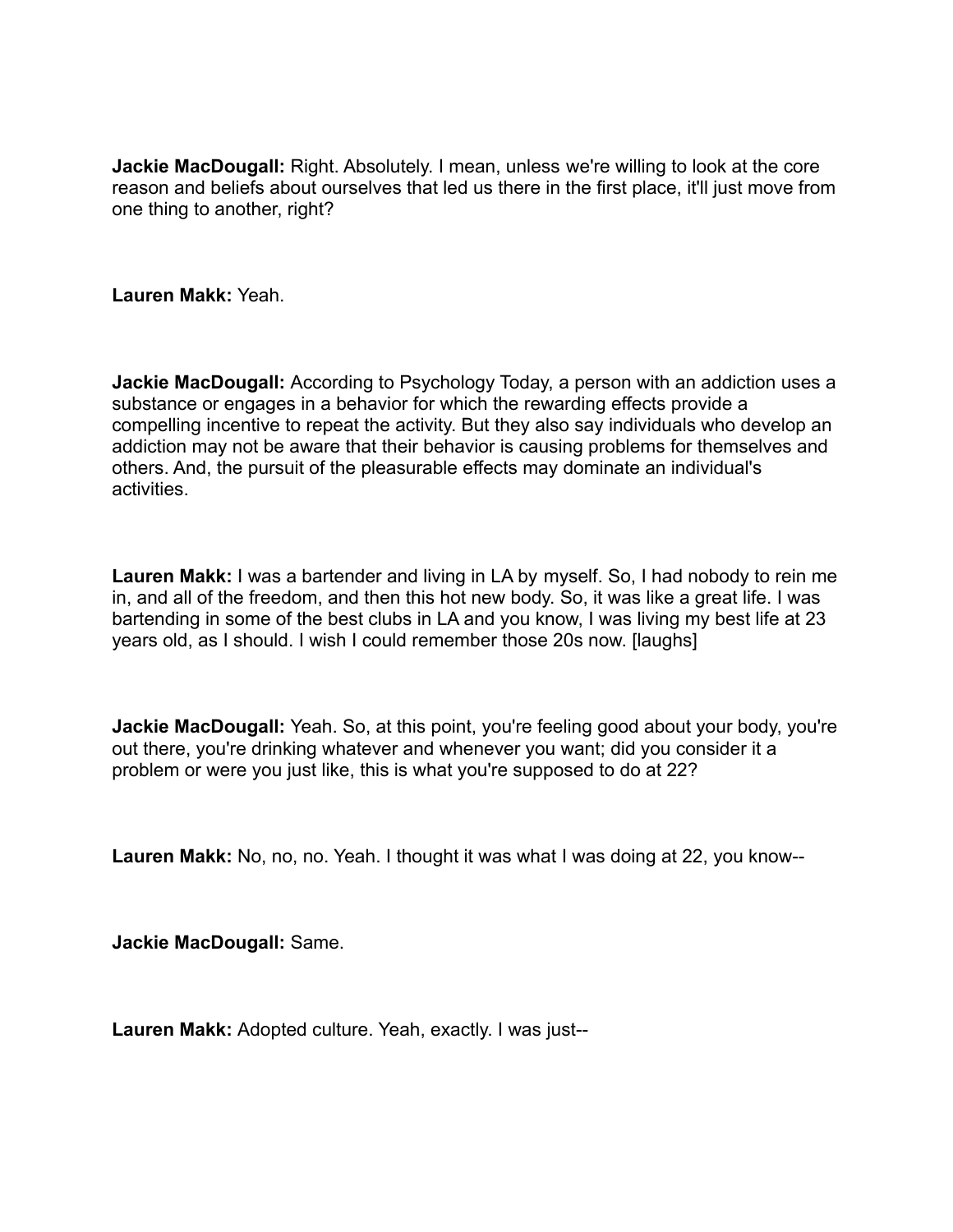**Jackie MacDougall:** Right. Absolutely. I mean, unless we're willing to look at the core reason and beliefs about ourselves that led us there in the first place, it'll just move from one thing to another, right?

**Lauren Makk:** Yeah.

**Jackie MacDougall:** According to Psychology Today, a person with an addiction uses a substance or engages in a behavior for which the rewarding effects provide a compelling incentive to repeat the activity. But they also say individuals who develop an addiction may not be aware that their behavior is causing problems for themselves and others. And, the pursuit of the pleasurable effects may dominate an individual's activities.

**Lauren Makk:** I was a bartender and living in LA by myself. So, I had nobody to rein me in, and all of the freedom, and then this hot new body. So, it was like a great life. I was bartending in some of the best clubs in LA and you know, I was living my best life at 23 years old, as I should. I wish I could remember those 20s now. [laughs]

**Jackie MacDougall:** Yeah. So, at this point, you're feeling good about your body, you're out there, you're drinking whatever and whenever you want; did you consider it a problem or were you just like, this is what you're supposed to do at 22?

**Lauren Makk:** No, no, no. Yeah. I thought it was what I was doing at 22, you know--

**Jackie MacDougall:** Same.

**Lauren Makk:** Adopted culture. Yeah, exactly. I was just--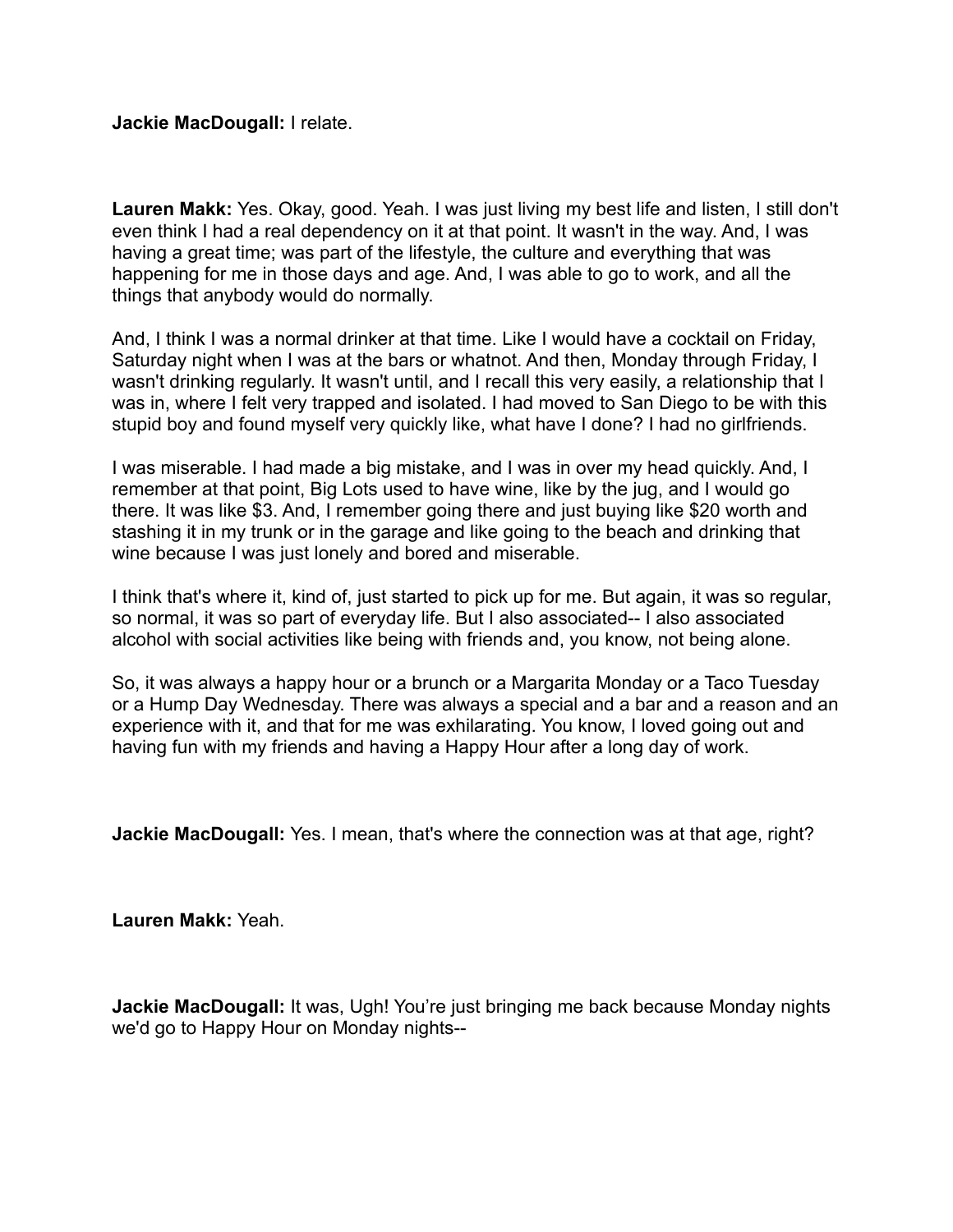**Jackie MacDougall:** I relate.

**Lauren Makk:** Yes. Okay, good. Yeah. I was just living my best life and listen, I still don't even think I had a real dependency on it at that point. It wasn't in the way. And, I was having a great time; was part of the lifestyle, the culture and everything that was happening for me in those days and age. And, I was able to go to work, and all the things that anybody would do normally.

And, I think I was a normal drinker at that time. Like I would have a cocktail on Friday, Saturday night when I was at the bars or whatnot. And then, Monday through Friday, I wasn't drinking regularly. It wasn't until, and I recall this very easily, a relationship that I was in, where I felt very trapped and isolated. I had moved to San Diego to be with this stupid boy and found myself very quickly like, what have I done? I had no girlfriends.

I was miserable. I had made a big mistake, and I was in over my head quickly. And, I remember at that point, Big Lots used to have wine, like by the jug, and I would go there. It was like $3. And, I remember going there and just buying like $20 worth and stashing it in my trunk or in the garage and like going to the beach and drinking that wine because I was just lonely and bored and miserable.

I think that's where it, kind of, just started to pick up for me. But again, it was so regular, so normal, it was so part of everyday life. But I also associated-- I also associated alcohol with social activities like being with friends and, you know, not being alone.

So, it was always a happy hour or a brunch or a Margarita Monday or a Taco Tuesday or a Hump Day Wednesday. There was always a special and a bar and a reason and an experience with it, and that for me was exhilarating. You know, I loved going out and having fun with my friends and having a Happy Hour after a long day of work.

**Jackie MacDougall:** Yes. I mean, that's where the connection was at that age, right?

**Lauren Makk:** Yeah.

**Jackie MacDougall:** It was, Ugh! You're just bringing me back because Monday nights we'd go to Happy Hour on Monday nights--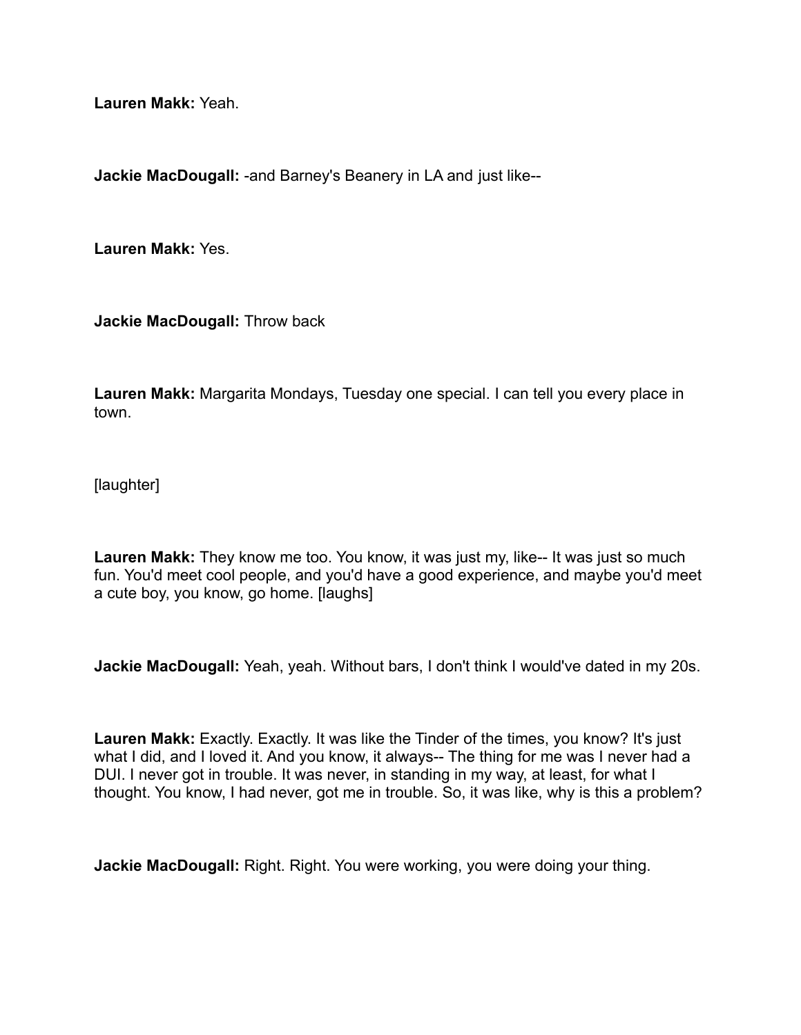**Lauren Makk:** Yeah.

**Jackie MacDougall:** -and Barney's Beanery in LA and just like--

**Lauren Makk:** Yes.

**Jackie MacDougall:** Throw back

**Lauren Makk:** Margarita Mondays, Tuesday one special. I can tell you every place in town.

[laughter]

**Lauren Makk:** They know me too. You know, it was just my, like-- It was just so much fun. You'd meet cool people, and you'd have a good experience, and maybe you'd meet a cute boy, you know, go home. [laughs]

**Jackie MacDougall:** Yeah, yeah. Without bars, I don't think I would've dated in my 20s.

**Lauren Makk:** Exactly. Exactly. It was like the Tinder of the times, you know? It's just what I did, and I loved it. And you know, it always-- The thing for me was I never had a DUI. I never got in trouble. It was never, in standing in my way, at least, for what I thought. You know, I had never, got me in trouble. So, it was like, why is this a problem?

**Jackie MacDougall:** Right. Right. You were working, you were doing your thing.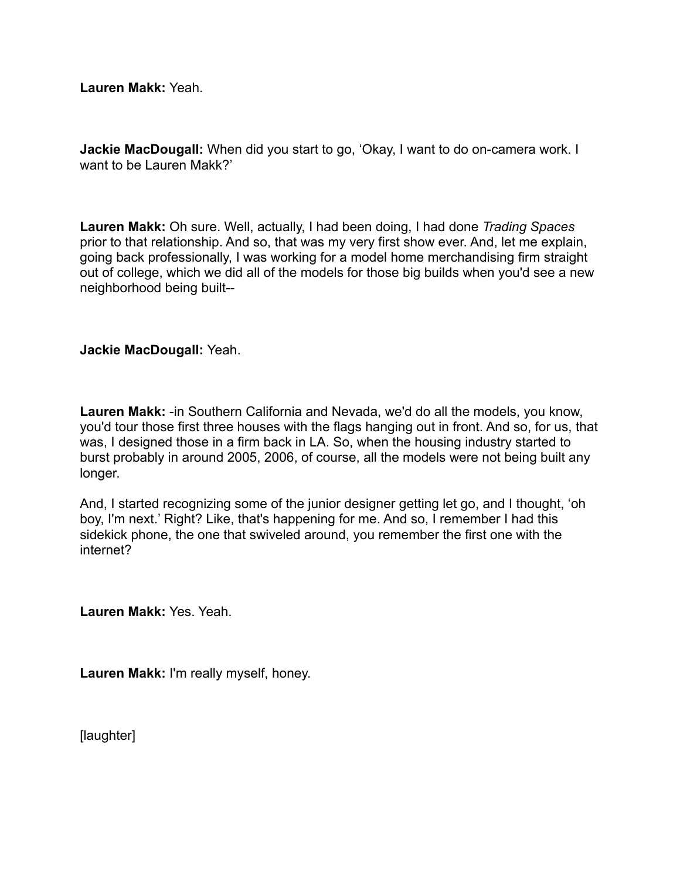**Lauren Makk:** Yeah.

**Jackie MacDougall:** When did you start to go, 'Okay, I want to do on-camera work. I want to be Lauren Makk?'

**Lauren Makk:** Oh sure. Well, actually, I had been doing, I had done *Trading Spaces* prior to that relationship. And so, that was my very first show ever. And, let me explain, going back professionally, I was working for a model home merchandising firm straight out of college, which we did all of the models for those big builds when you'd see a new neighborhood being built--

**Jackie MacDougall:** Yeah.

**Lauren Makk:** -in Southern California and Nevada, we'd do all the models, you know, you'd tour those first three houses with the flags hanging out in front. And so, for us, that was, I designed those in a firm back in LA. So, when the housing industry started to burst probably in around 2005, 2006, of course, all the models were not being built any longer.

And, I started recognizing some of the junior designer getting let go, and I thought, 'oh boy, I'm next.' Right? Like, that's happening for me. And so, I remember I had this sidekick phone, the one that swiveled around, you remember the first one with the internet?

**Lauren Makk:** Yes. Yeah.

**Lauren Makk:** I'm really myself, honey.

[laughter]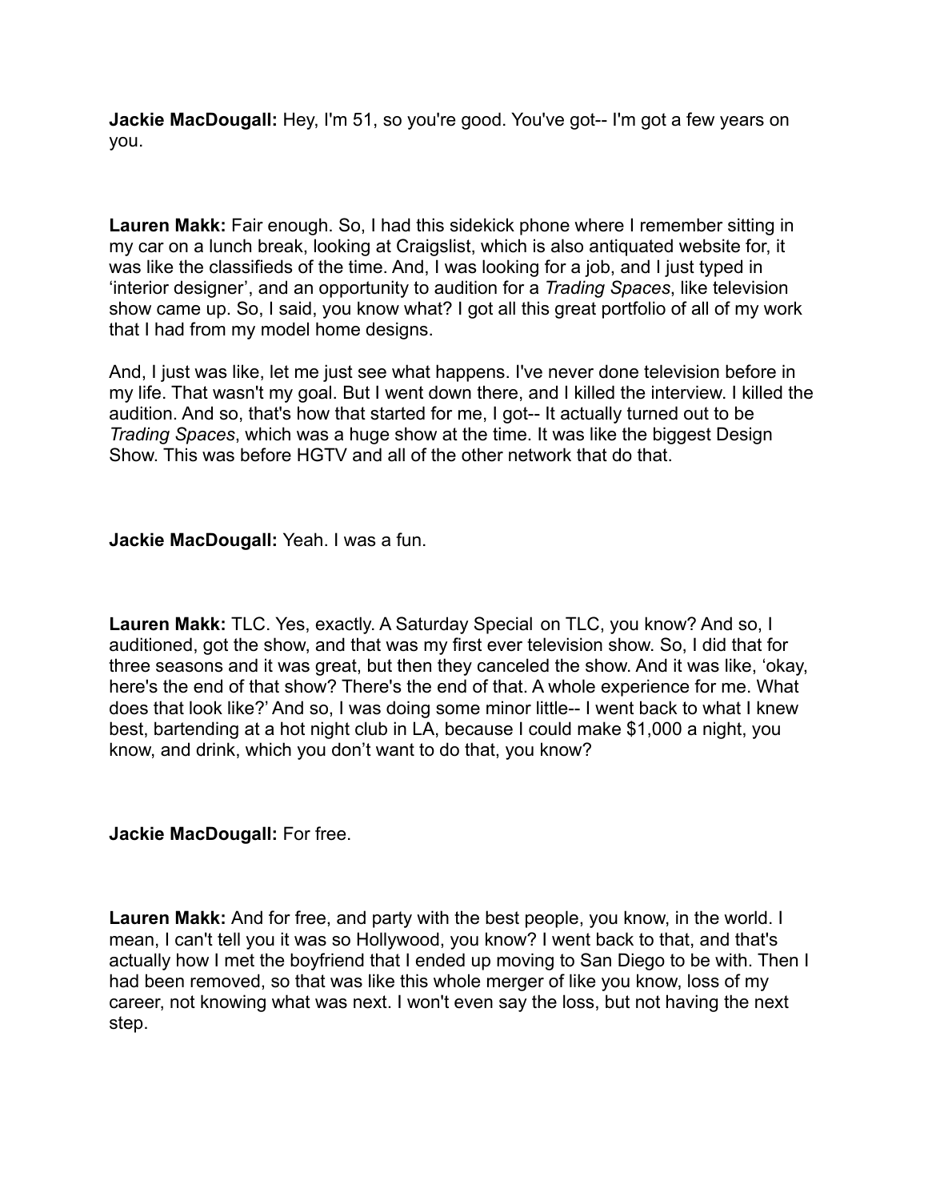**Jackie MacDougall:** Hey, I'm 51, so you're good. You've got-- I'm got a few years on you.

**Lauren Makk:** Fair enough. So, I had this sidekick phone where I remember sitting in my car on a lunch break, looking at Craigslist, which is also antiquated website for, it was like the classifieds of the time. And, I was looking for a job, and I just typed in 'interior designer', and an opportunity to audition for a *Trading Spaces*, like television show came up. So, I said, you know what? I got all this great portfolio of all of my work that I had from my model home designs.

And, I just was like, let me just see what happens. I've never done television before in my life. That wasn't my goal. But I went down there, and I killed the interview. I killed the audition. And so, that's how that started for me, I got-- It actually turned out to be *Trading Spaces*, which was a huge show at the time. It was like the biggest Design Show. This was before HGTV and all of the other network that do that.

**Jackie MacDougall:** Yeah. I was a fun.

**Lauren Makk:** TLC. Yes, exactly. A Saturday Special on TLC, you know? And so, I auditioned, got the show, and that was my first ever television show. So, I did that for three seasons and it was great, but then they canceled the show. And it was like, 'okay, here's the end of that show? There's the end of that. A whole experience for me. What does that look like?' And so, I was doing some minor little-- I went back to what I knew best, bartending at a hot night club in LA, because I could make $1,000 a night, you know, and drink, which you don't want to do that, you know?

**Jackie MacDougall:** For free.

**Lauren Makk:** And for free, and party with the best people, you know, in the world. I mean, I can't tell you it was so Hollywood, you know? I went back to that, and that's actually how I met the boyfriend that I ended up moving to San Diego to be with. Then I had been removed, so that was like this whole merger of like you know, loss of my career, not knowing what was next. I won't even say the loss, but not having the next step.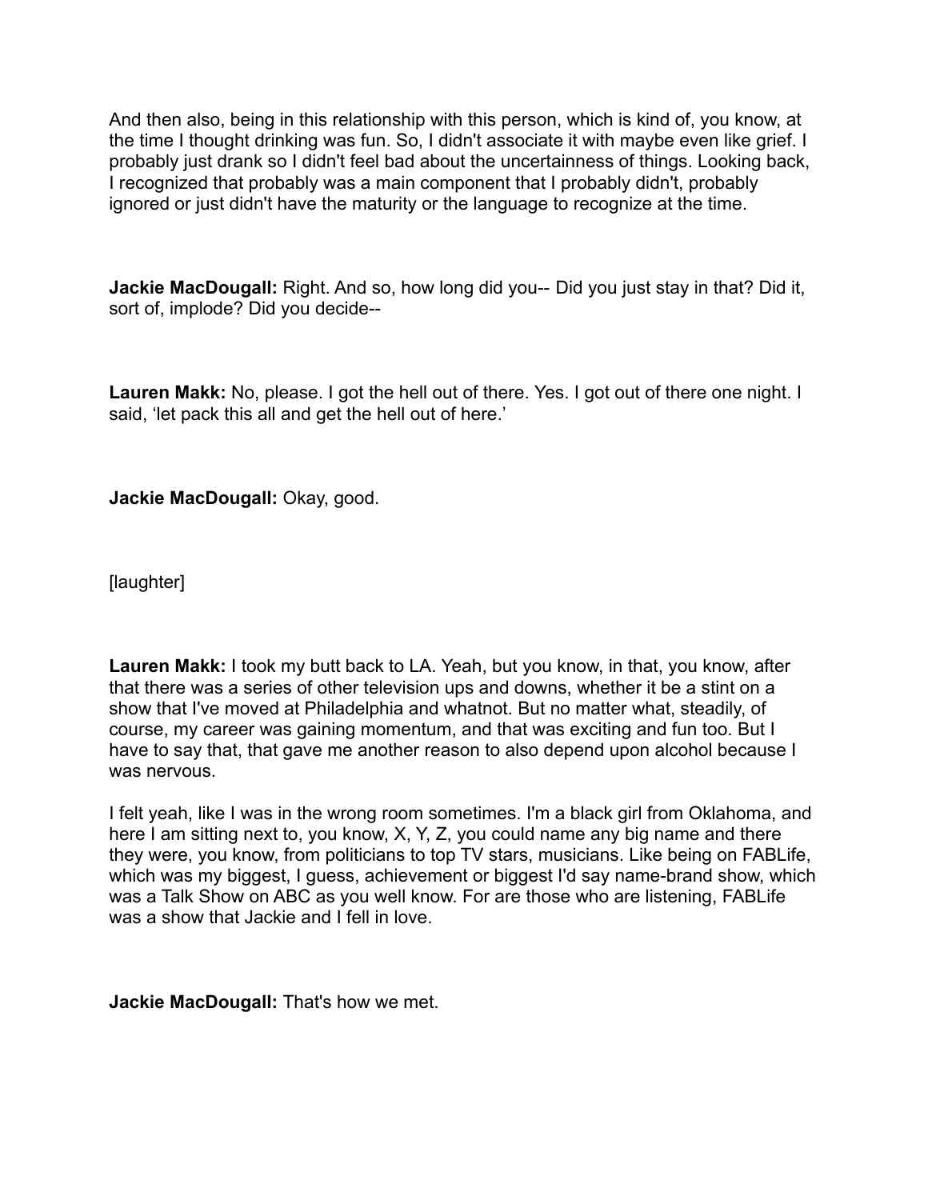And then also, being in this relationship with this person, which is kind of, you know, at the time I thought drinking was fun. So, I didn't associate it with maybe even like grief. I probably just drank so I didn't feel bad about the uncertainness of things. Looking back, I recognized that probably was a main component that I probably didn't, probably ignored or just didn't have the maturity or the language to recognize at the time.

**Jackie MacDougall:** Right. And so, how long did you-- Did you just stay in that? Did it, sort of, implode? Did you decide--

**Lauren Makk:** No, please. I got the hell out of there. Yes. I got out of there one night. I said, 'let pack this all and get the hell out of here.'

**Jackie MacDougall:** Okay, good.

[laughter]

**Lauren Makk:** I took my butt back to LA. Yeah, but you know, in that, you know, after that there was a series of other television ups and downs, whether it be a stint on a show that I've moved at Philadelphia and whatnot. But no matter what, steadily, of course, my career was gaining momentum, and that was exciting and fun too. But I have to say that, that gave me another reason to also depend upon alcohol because I was nervous.

I felt yeah, like I was in the wrong room sometimes. I'm a black girl from Oklahoma, and here I am sitting next to, you know, X, Y, Z, you could name any big name and there they were, you know, from politicians to top TV stars, musicians. Like being on FABLife, which was my biggest, I guess, achievement or biggest I'd say name-brand show, which was a Talk Show on ABC as you well know. For are those who are listening, FABLife was a show that Jackie and I fell in love.

**Jackie MacDougall:** That's how we met.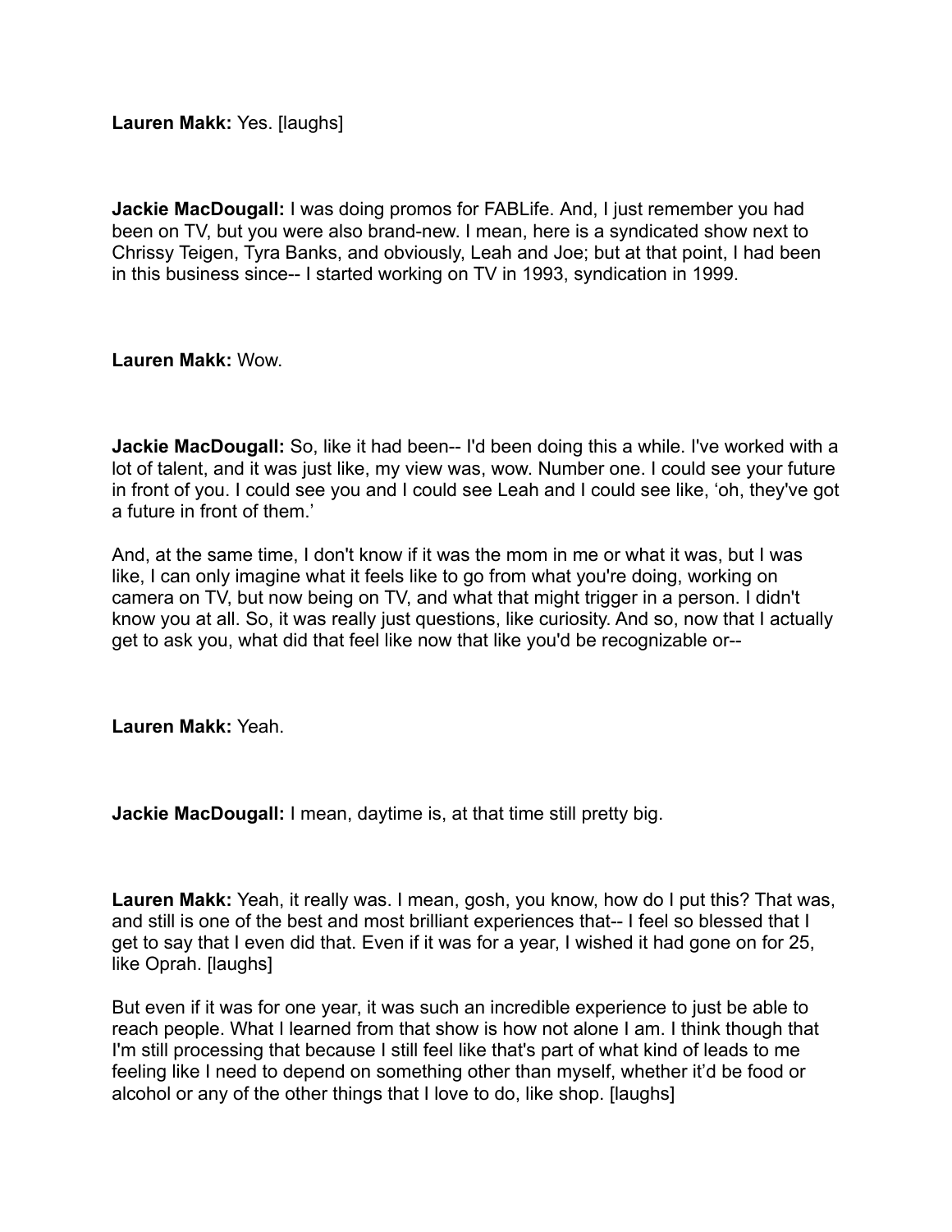**Lauren Makk:** Yes. [laughs]

**Jackie MacDougall:** I was doing promos for FABLife. And, I just remember you had been on TV, but you were also brand-new. I mean, here is a syndicated show next to Chrissy Teigen, Tyra Banks, and obviously, Leah and Joe; but at that point, I had been in this business since-- I started working on TV in 1993, syndication in 1999.

**Lauren Makk:** Wow.

**Jackie MacDougall:** So, like it had been-- I'd been doing this a while. I've worked with a lot of talent, and it was just like, my view was, wow. Number one. I could see your future in front of you. I could see you and I could see Leah and I could see like, 'oh, they've got a future in front of them.'

And, at the same time, I don't know if it was the mom in me or what it was, but I was like, I can only imagine what it feels like to go from what you're doing, working on camera on TV, but now being on TV, and what that might trigger in a person. I didn't know you at all. So, it was really just questions, like curiosity. And so, now that I actually get to ask you, what did that feel like now that like you'd be recognizable or--

**Lauren Makk:** Yeah.

**Jackie MacDougall:** I mean, daytime is, at that time still pretty big.

**Lauren Makk:** Yeah, it really was. I mean, gosh, you know, how do I put this? That was, and still is one of the best and most brilliant experiences that-- I feel so blessed that I get to say that I even did that. Even if it was for a year, I wished it had gone on for 25, like Oprah. [laughs]

But even if it was for one year, it was such an incredible experience to just be able to reach people. What I learned from that show is how not alone I am. I think though that I'm still processing that because I still feel like that's part of what kind of leads to me feeling like I need to depend on something other than myself, whether it'd be food or alcohol or any of the other things that I love to do, like shop. [laughs]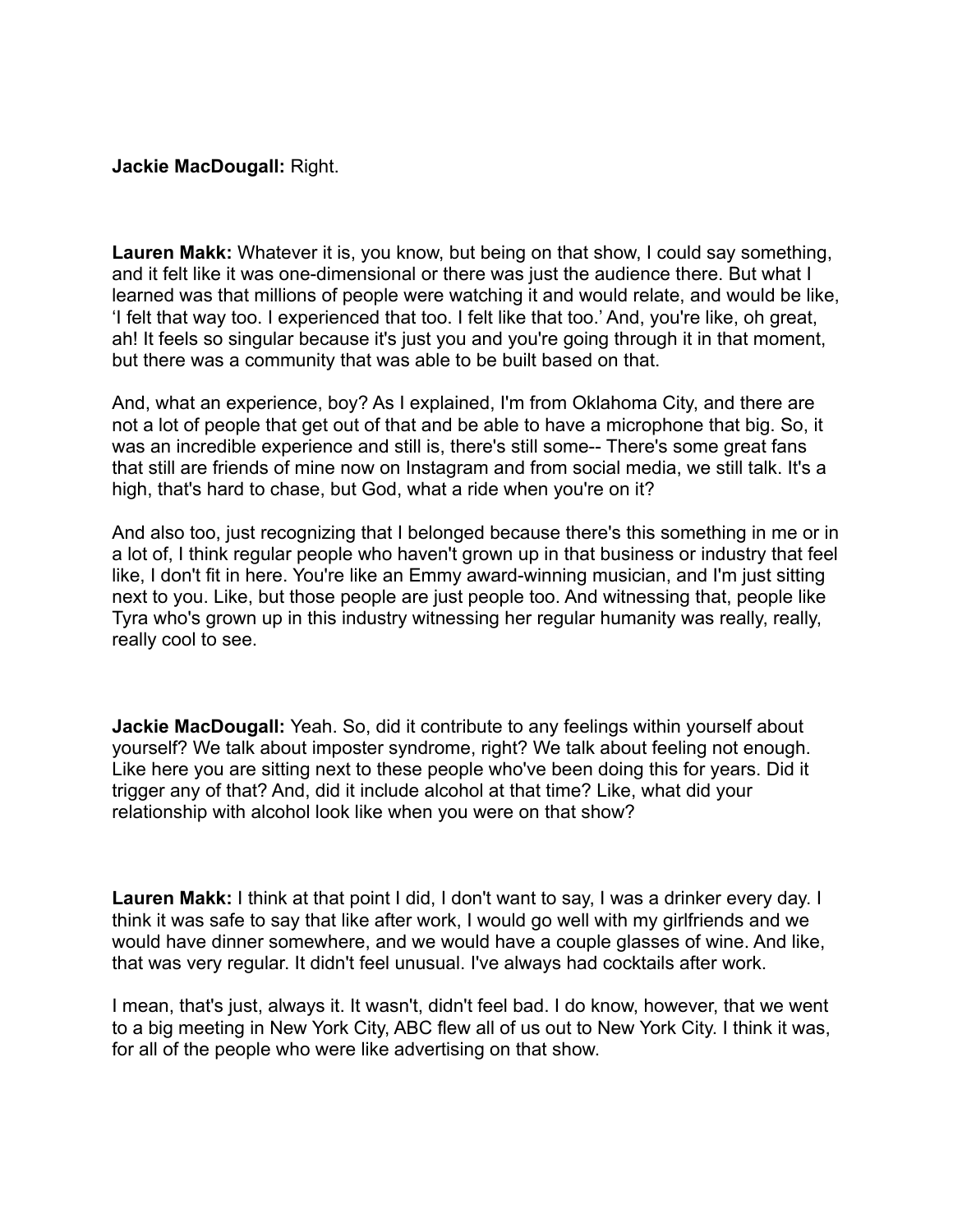**Jackie MacDougall:** Right.

**Lauren Makk:** Whatever it is, you know, but being on that show, I could say something, and it felt like it was one-dimensional or there was just the audience there. But what I learned was that millions of people were watching it and would relate, and would be like, 'I felt that way too. I experienced that too. I felt like that too.' And, you're like, oh great, ah! It feels so singular because it's just you and you're going through it in that moment, but there was a community that was able to be built based on that.

And, what an experience, boy? As I explained, I'm from Oklahoma City, and there are not a lot of people that get out of that and be able to have a microphone that big. So, it was an incredible experience and still is, there's still some-- There's some great fans that still are friends of mine now on Instagram and from social media, we still talk. It's a high, that's hard to chase, but God, what a ride when you're on it?

And also too, just recognizing that I belonged because there's this something in me or in a lot of, I think regular people who haven't grown up in that business or industry that feel like, I don't fit in here. You're like an Emmy award-winning musician, and I'm just sitting next to you. Like, but those people are just people too. And witnessing that, people like Tyra who's grown up in this industry witnessing her regular humanity was really, really, really cool to see.

**Jackie MacDougall:** Yeah. So, did it contribute to any feelings within yourself about yourself? We talk about imposter syndrome, right? We talk about feeling not enough. Like here you are sitting next to these people who've been doing this for years. Did it trigger any of that? And, did it include alcohol at that time? Like, what did your relationship with alcohol look like when you were on that show?

**Lauren Makk:** I think at that point I did, I don't want to say, I was a drinker every day. I think it was safe to say that like after work, I would go well with my girlfriends and we would have dinner somewhere, and we would have a couple glasses of wine. And like, that was very regular. It didn't feel unusual. I've always had cocktails after work.

I mean, that's just, always it. It wasn't, didn't feel bad. I do know, however, that we went to a big meeting in New York City, ABC flew all of us out to New York City. I think it was, for all of the people who were like advertising on that show.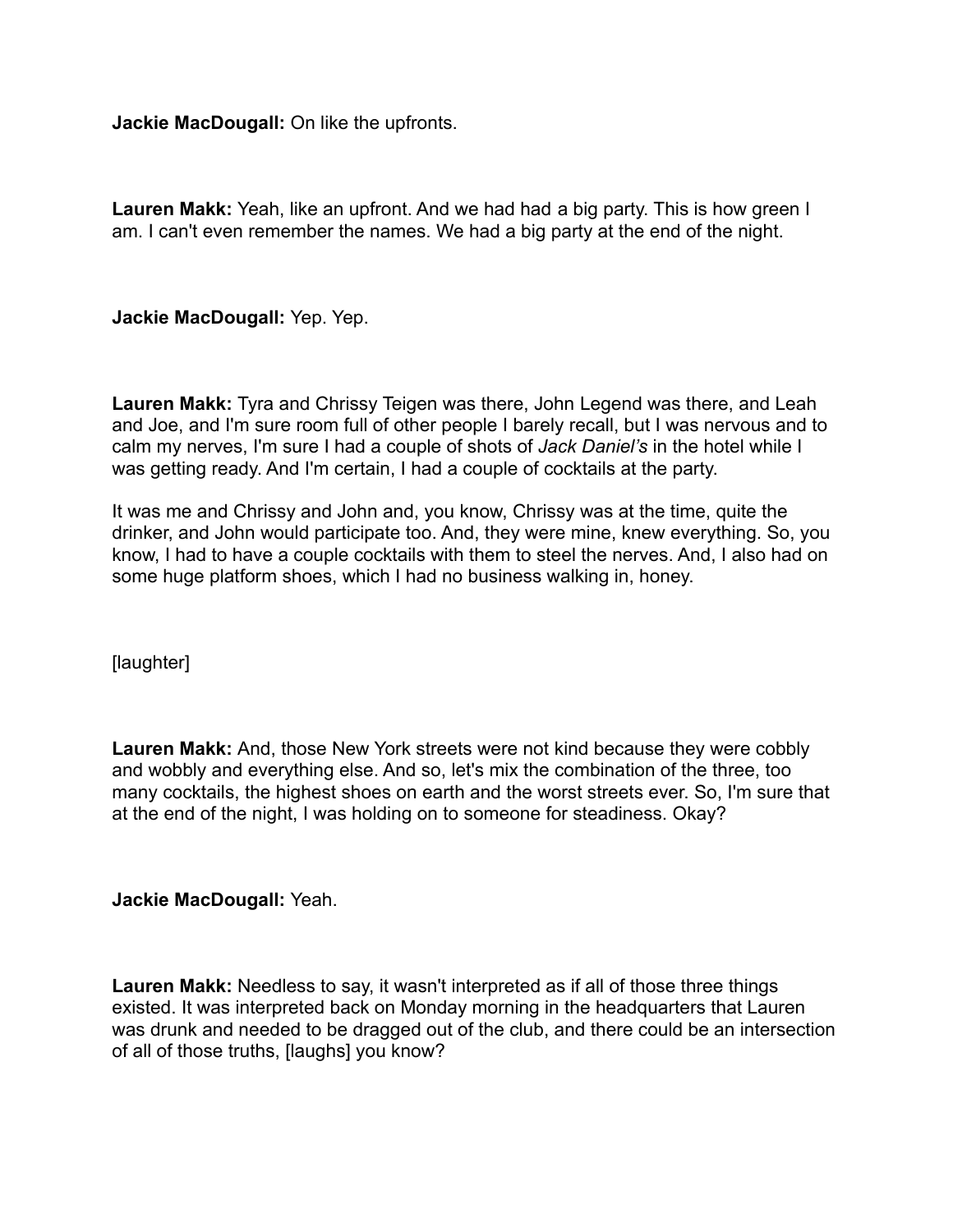**Jackie MacDougall:** On like the upfronts.

**Lauren Makk:** Yeah, like an upfront. And we had had a big party. This is how green I am. I can't even remember the names. We had a big party at the end of the night.

**Jackie MacDougall:** Yep. Yep.

**Lauren Makk:** Tyra and Chrissy Teigen was there, John Legend was there, and Leah and Joe, and I'm sure room full of other people I barely recall, but I was nervous and to calm my nerves, I'm sure I had a couple of shots of *Jack Daniel's* in the hotel while I was getting ready. And I'm certain, I had a couple of cocktails at the party.

It was me and Chrissy and John and, you know, Chrissy was at the time, quite the drinker, and John would participate too. And, they were mine, knew everything. So, you know, I had to have a couple cocktails with them to steel the nerves. And, I also had on some huge platform shoes, which I had no business walking in, honey.

[laughter]

**Lauren Makk:** And, those New York streets were not kind because they were cobbly and wobbly and everything else. And so, let's mix the combination of the three, too many cocktails, the highest shoes on earth and the worst streets ever. So, I'm sure that at the end of the night, I was holding on to someone for steadiness. Okay?

**Jackie MacDougall:** Yeah.

**Lauren Makk:** Needless to say, it wasn't interpreted as if all of those three things existed. It was interpreted back on Monday morning in the headquarters that Lauren was drunk and needed to be dragged out of the club, and there could be an intersection of all of those truths, [laughs] you know?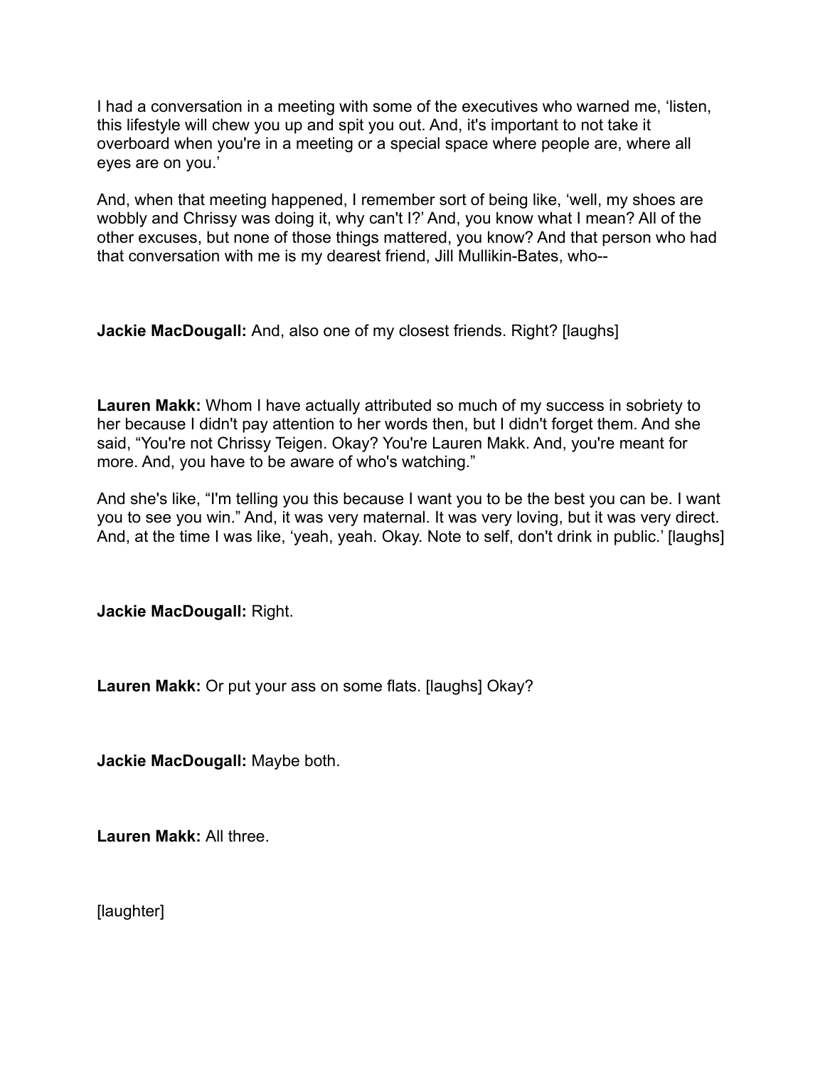I had a conversation in a meeting with some of the executives who warned me, 'listen, this lifestyle will chew you up and spit you out. And, it's important to not take it overboard when you're in a meeting or a special space where people are, where all eyes are on you.'

And, when that meeting happened, I remember sort of being like, 'well, my shoes are wobbly and Chrissy was doing it, why can't I?' And, you know what I mean? All of the other excuses, but none of those things mattered, you know? And that person who had that conversation with me is my dearest friend, Jill Mullikin-Bates, who--

**Jackie MacDougall:** And, also one of my closest friends. Right? [laughs]

**Lauren Makk:** Whom I have actually attributed so much of my success in sobriety to her because I didn't pay attention to her words then, but I didn't forget them. And she said, "You're not Chrissy Teigen. Okay? You're Lauren Makk. And, you're meant for more. And, you have to be aware of who's watching."

And she's like, "I'm telling you this because I want you to be the best you can be. I want you to see you win." And, it was very maternal. It was very loving, but it was very direct. And, at the time I was like, 'yeah, yeah. Okay. Note to self, don't drink in public.' [laughs]

**Jackie MacDougall:** Right.

**Lauren Makk:** Or put your ass on some flats. [laughs] Okay?

**Jackie MacDougall:** Maybe both.

**Lauren Makk:** All three.

[laughter]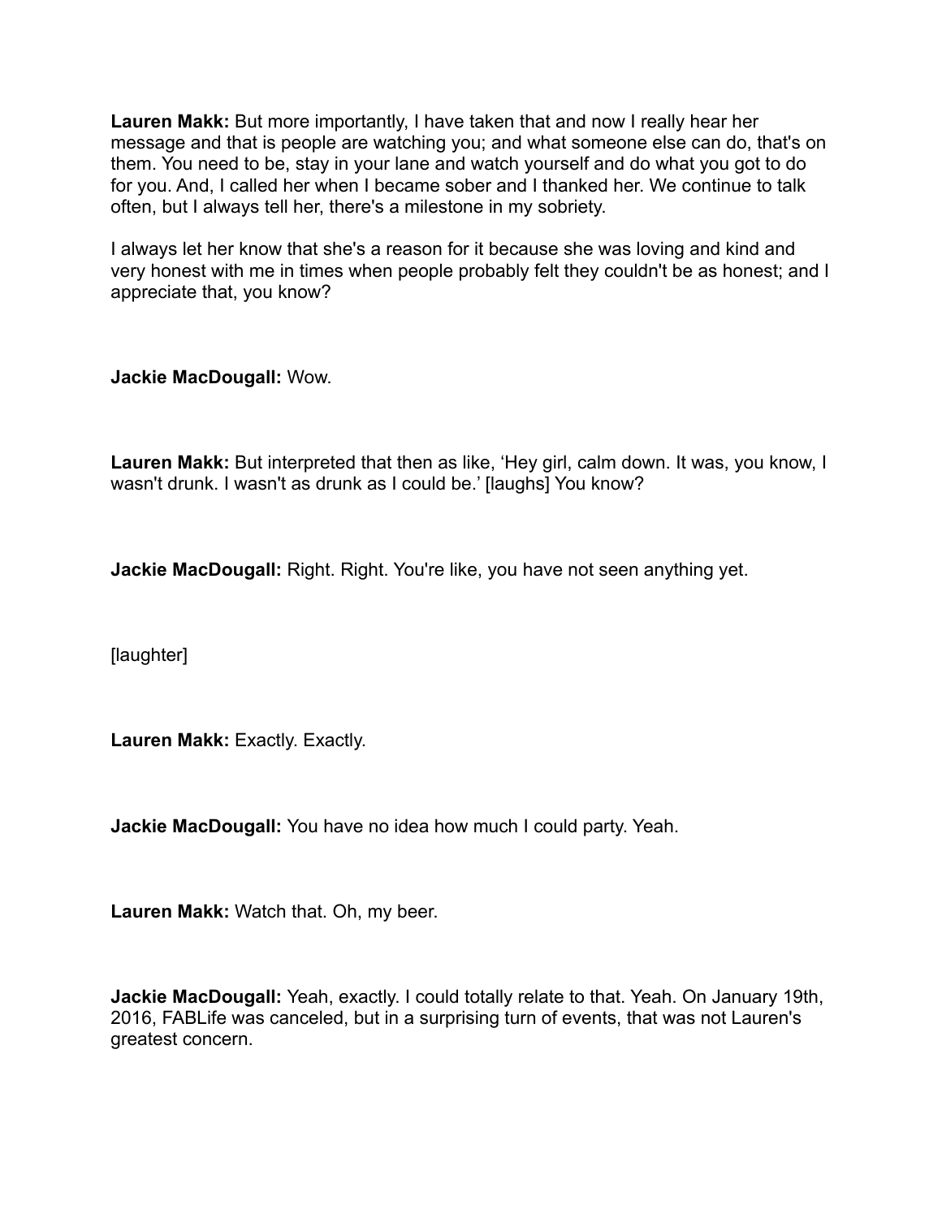**Lauren Makk:** But more importantly, I have taken that and now I really hear her message and that is people are watching you; and what someone else can do, that's on them. You need to be, stay in your lane and watch yourself and do what you got to do for you. And, I called her when I became sober and I thanked her. We continue to talk often, but I always tell her, there's a milestone in my sobriety.

I always let her know that she's a reason for it because she was loving and kind and very honest with me in times when people probably felt they couldn't be as honest; and I appreciate that, you know?

**Jackie MacDougall:** Wow.

**Lauren Makk:** But interpreted that then as like, 'Hey girl, calm down. It was, you know, I wasn't drunk. I wasn't as drunk as I could be.' [laughs] You know?

**Jackie MacDougall:** Right. Right. You're like, you have not seen anything yet.

[laughter]

**Lauren Makk:** Exactly. Exactly.

**Jackie MacDougall:** You have no idea how much I could party. Yeah.

**Lauren Makk:** Watch that. Oh, my beer.

**Jackie MacDougall:** Yeah, exactly. I could totally relate to that. Yeah. On January 19th, 2016, FABLife was canceled, but in a surprising turn of events, that was not Lauren's greatest concern.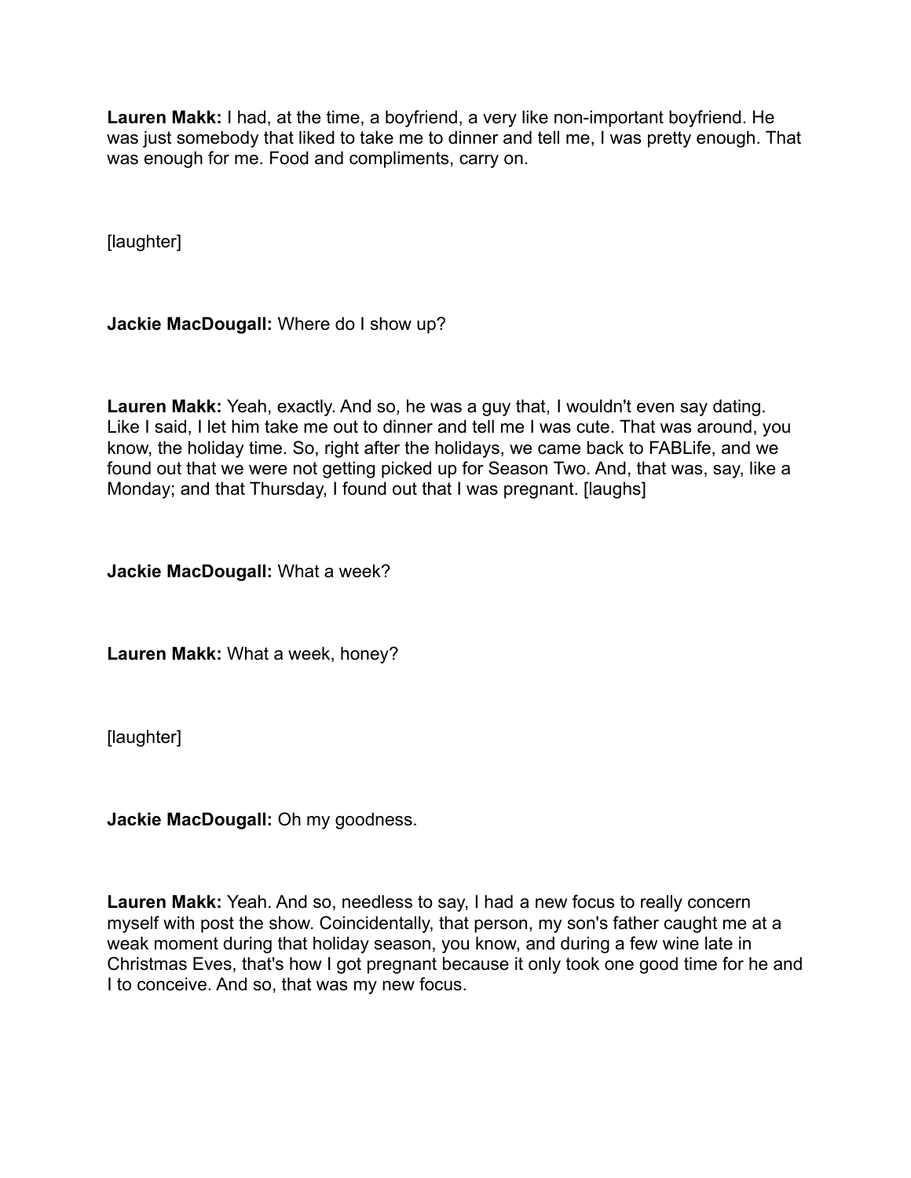**Lauren Makk:** I had, at the time, a boyfriend, a very like non-important boyfriend. He was just somebody that liked to take me to dinner and tell me, I was pretty enough. That was enough for me. Food and compliments, carry on.

[laughter]

**Jackie MacDougall:** Where do I show up?

**Lauren Makk:** Yeah, exactly. And so, he was a guy that, I wouldn't even say dating. Like I said, I let him take me out to dinner and tell me I was cute. That was around, you know, the holiday time. So, right after the holidays, we came back to FABLife, and we found out that we were not getting picked up for Season Two. And, that was, say, like a Monday; and that Thursday, I found out that I was pregnant. [laughs]

**Jackie MacDougall:** What a week?

**Lauren Makk:** What a week, honey?

[laughter]

**Jackie MacDougall:** Oh my goodness.

**Lauren Makk:** Yeah. And so, needless to say, I had a new focus to really concern myself with post the show. Coincidentally, that person, my son's father caught me at a weak moment during that holiday season, you know, and during a few wine late in Christmas Eves, that's how I got pregnant because it only took one good time for he and I to conceive. And so, that was my new focus.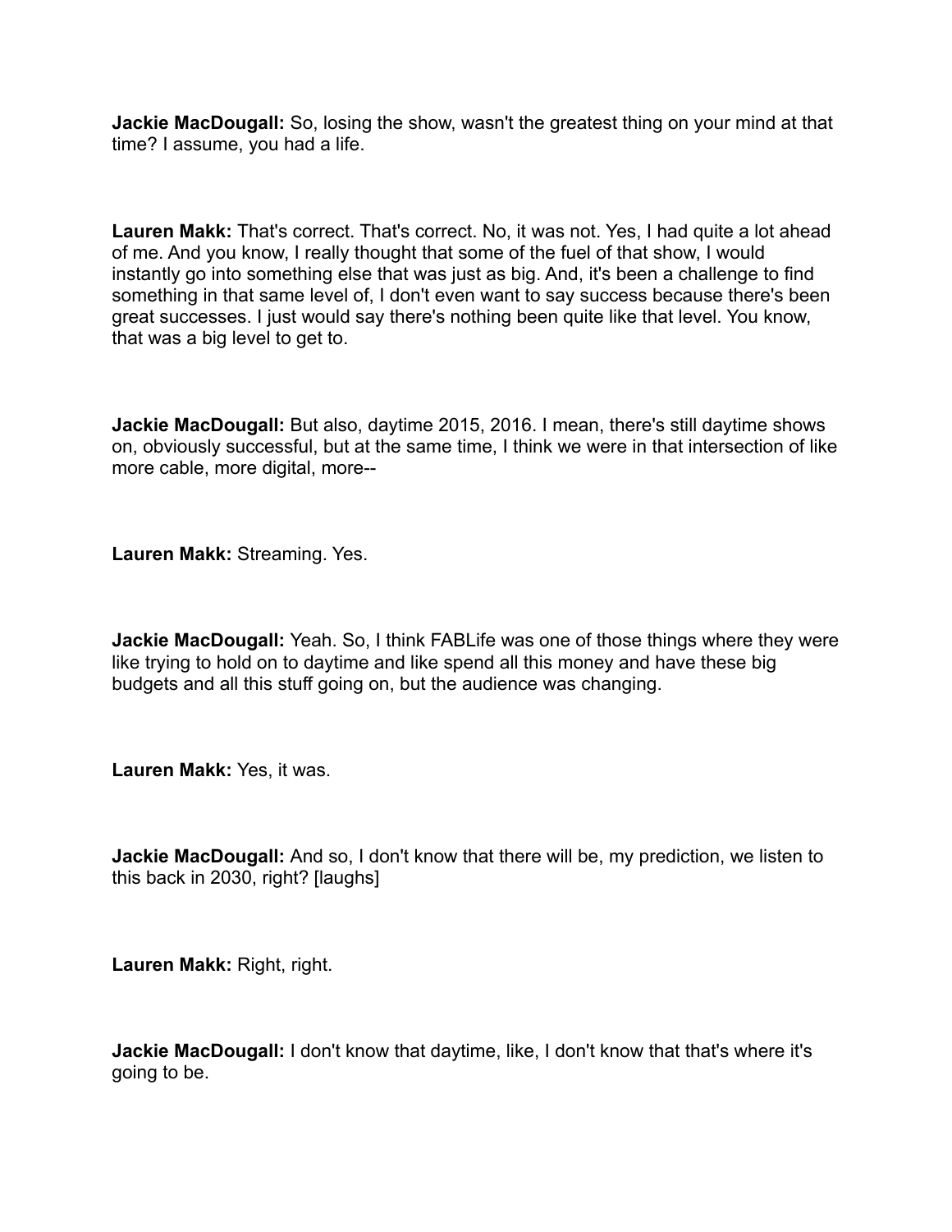**Jackie MacDougall:** So, losing the show, wasn't the greatest thing on your mind at that time? I assume, you had a life.

**Lauren Makk:** That's correct. That's correct. No, it was not. Yes, I had quite a lot ahead of me. And you know, I really thought that some of the fuel of that show, I would instantly go into something else that was just as big. And, it's been a challenge to find something in that same level of, I don't even want to say success because there's been great successes. I just would say there's nothing been quite like that level. You know, that was a big level to get to.

**Jackie MacDougall:** But also, daytime 2015, 2016. I mean, there's still daytime shows on, obviously successful, but at the same time, I think we were in that intersection of like more cable, more digital, more--

**Lauren Makk:** Streaming. Yes.

**Jackie MacDougall:** Yeah. So, I think FABLife was one of those things where they were like trying to hold on to daytime and like spend all this money and have these big budgets and all this stuff going on, but the audience was changing.

**Lauren Makk:** Yes, it was.

**Jackie MacDougall:** And so, I don't know that there will be, my prediction, we listen to this back in 2030, right? [laughs]

**Lauren Makk:** Right, right.

**Jackie MacDougall:** I don't know that daytime, like, I don't know that that's where it's going to be.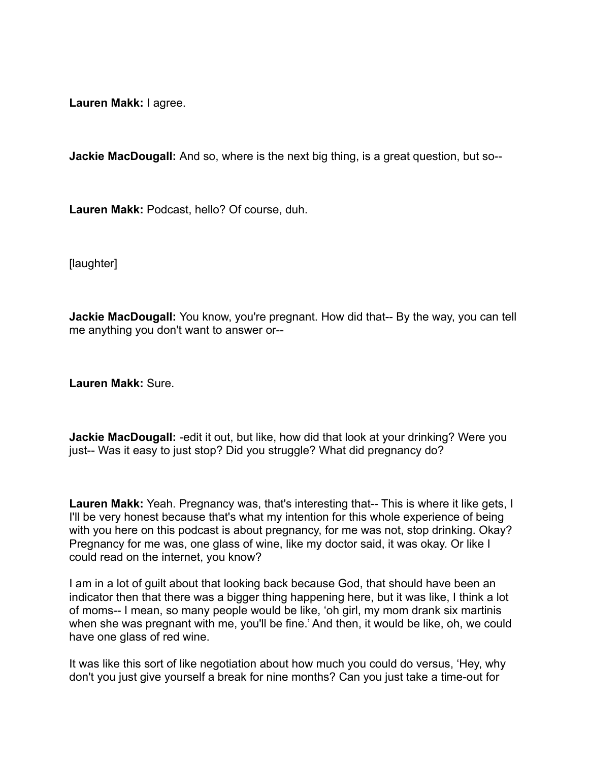**Lauren Makk:** I agree.

**Jackie MacDougall:** And so, where is the next big thing, is a great question, but so--

**Lauren Makk:** Podcast, hello? Of course, duh.

[laughter]

**Jackie MacDougall:** You know, you're pregnant. How did that-- By the way, you can tell me anything you don't want to answer or--

**Lauren Makk:** Sure.

**Jackie MacDougall:** -edit it out, but like, how did that look at your drinking? Were you just-- Was it easy to just stop? Did you struggle? What did pregnancy do?

**Lauren Makk:** Yeah. Pregnancy was, that's interesting that-- This is where it like gets, I I'll be very honest because that's what my intention for this whole experience of being with you here on this podcast is about pregnancy, for me was not, stop drinking. Okay? Pregnancy for me was, one glass of wine, like my doctor said, it was okay. Or like I could read on the internet, you know?

I am in a lot of guilt about that looking back because God, that should have been an indicator then that there was a bigger thing happening here, but it was like, I think a lot of moms-- I mean, so many people would be like, 'oh girl, my mom drank six martinis when she was pregnant with me, you'll be fine.' And then, it would be like, oh, we could have one glass of red wine.

It was like this sort of like negotiation about how much you could do versus, 'Hey, why don't you just give yourself a break for nine months? Can you just take a time-out for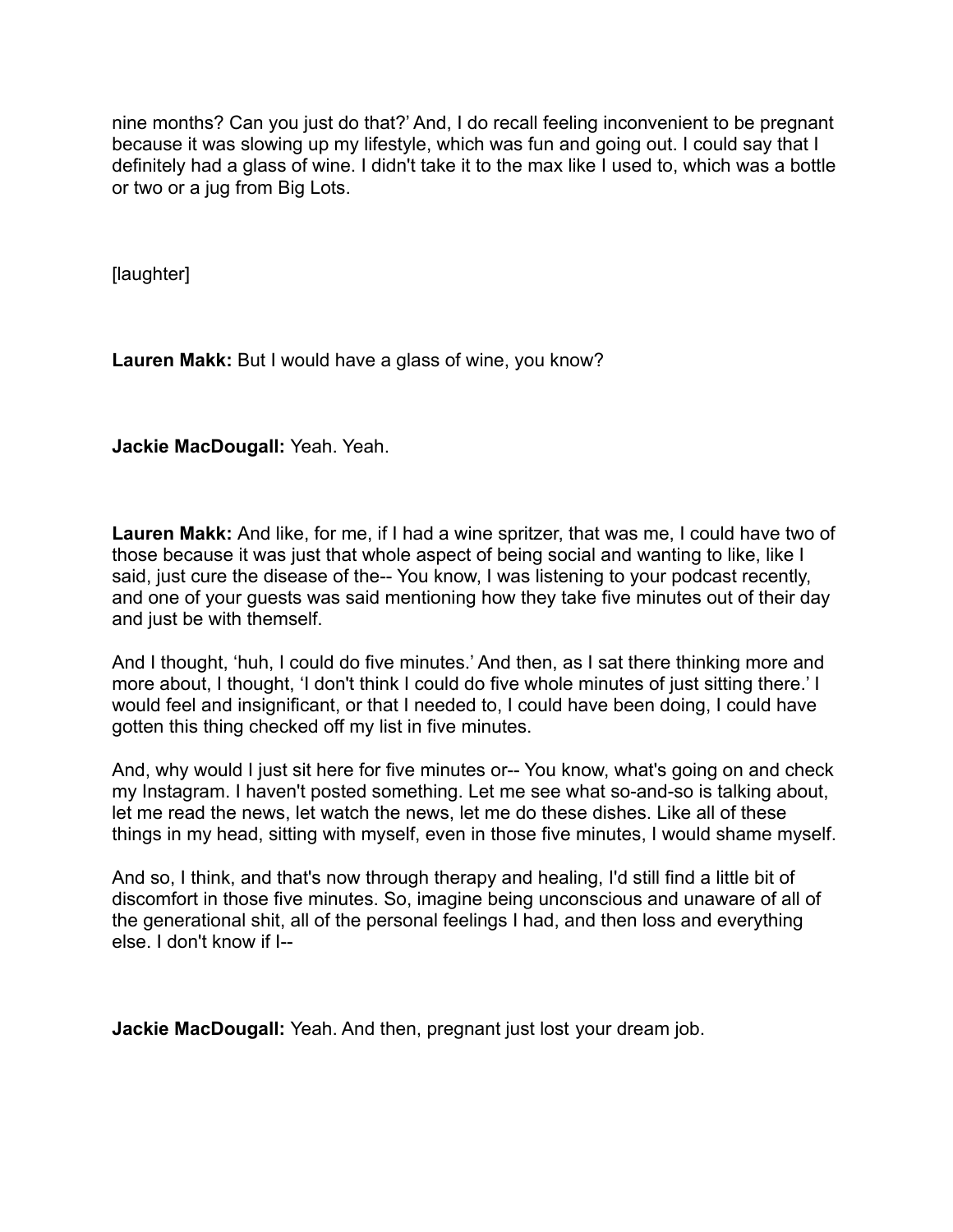nine months? Can you just do that?' And, I do recall feeling inconvenient to be pregnant because it was slowing up my lifestyle, which was fun and going out. I could say that I definitely had a glass of wine. I didn't take it to the max like I used to, which was a bottle or two or a jug from Big Lots.

[laughter]

**Lauren Makk:** But I would have a glass of wine, you know?

**Jackie MacDougall:** Yeah. Yeah.

**Lauren Makk:** And like, for me, if I had a wine spritzer, that was me, I could have two of those because it was just that whole aspect of being social and wanting to like, like I said, just cure the disease of the-- You know, I was listening to your podcast recently, and one of your guests was said mentioning how they take five minutes out of their day and just be with themself.

And I thought, 'huh, I could do five minutes.' And then, as I sat there thinking more and more about, I thought, 'I don't think I could do five whole minutes of just sitting there.' I would feel and insignificant, or that I needed to, I could have been doing, I could have gotten this thing checked off my list in five minutes.

And, why would I just sit here for five minutes or-- You know, what's going on and check my Instagram. I haven't posted something. Let me see what so-and-so is talking about, let me read the news, let watch the news, let me do these dishes. Like all of these things in my head, sitting with myself, even in those five minutes, I would shame myself.

And so, I think, and that's now through therapy and healing, I'd still find a little bit of discomfort in those five minutes. So, imagine being unconscious and unaware of all of the generational shit, all of the personal feelings I had, and then loss and everything else. I don't know if I--

**Jackie MacDougall:** Yeah. And then, pregnant just lost your dream job.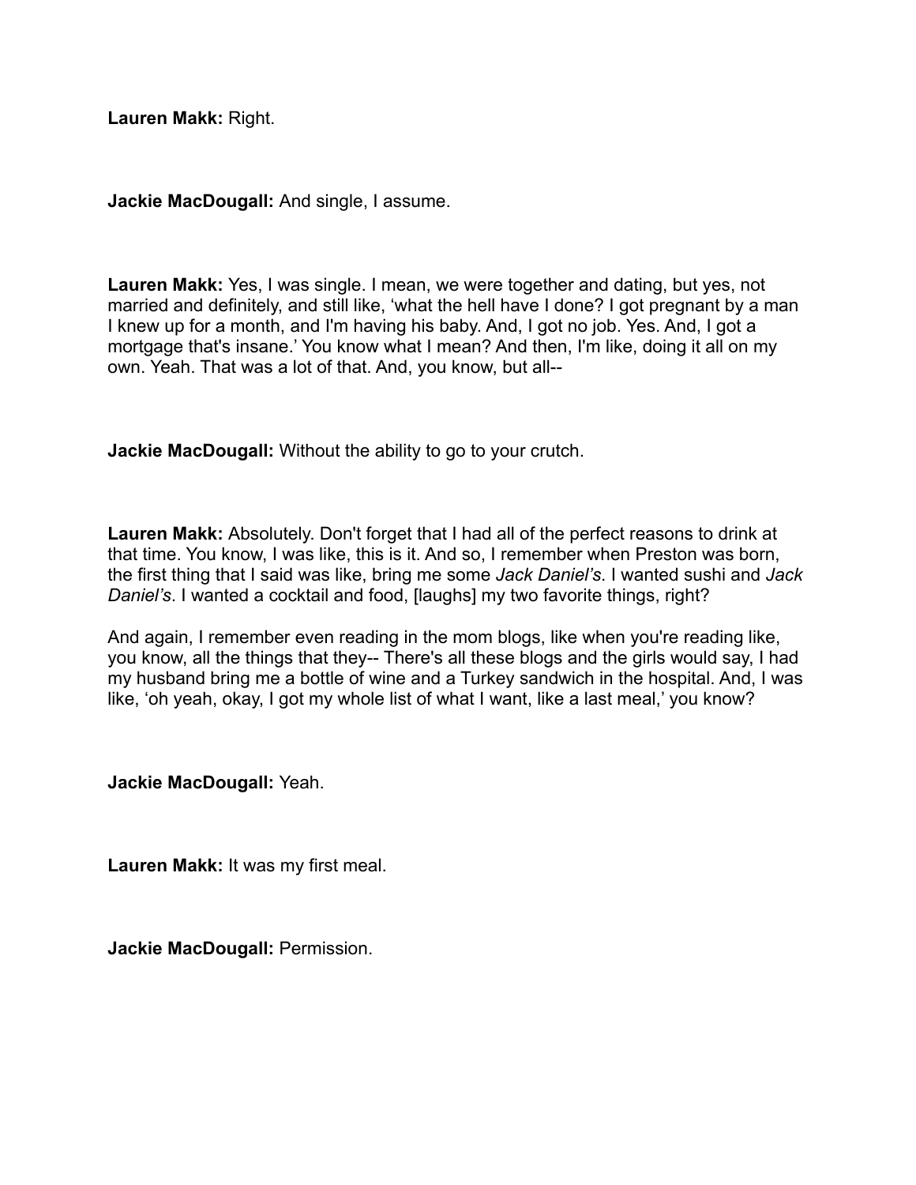**Lauren Makk:** Right.

**Jackie MacDougall:** And single, I assume.

**Lauren Makk:** Yes, I was single. I mean, we were together and dating, but yes, not married and definitely, and still like, 'what the hell have I done? I got pregnant by a man I knew up for a month, and I'm having his baby. And, I got no job. Yes. And, I got a mortgage that's insane.' You know what I mean? And then, I'm like, doing it all on my own. Yeah. That was a lot of that. And, you know, but all--

**Jackie MacDougall:** Without the ability to go to your crutch.

**Lauren Makk:** Absolutely. Don't forget that I had all of the perfect reasons to drink at that time. You know, I was like, this is it. And so, I remember when Preston was born, the first thing that I said was like, bring me some *Jack Daniel's*. I wanted sushi and *Jack Daniel's*. I wanted a cocktail and food, [laughs] my two favorite things, right?

And again, I remember even reading in the mom blogs, like when you're reading like, you know, all the things that they-- There's all these blogs and the girls would say, I had my husband bring me a bottle of wine and a Turkey sandwich in the hospital. And, I was like, 'oh yeah, okay, I got my whole list of what I want, like a last meal,' you know?

**Jackie MacDougall:** Yeah.

**Lauren Makk:** It was my first meal.

**Jackie MacDougall:** Permission.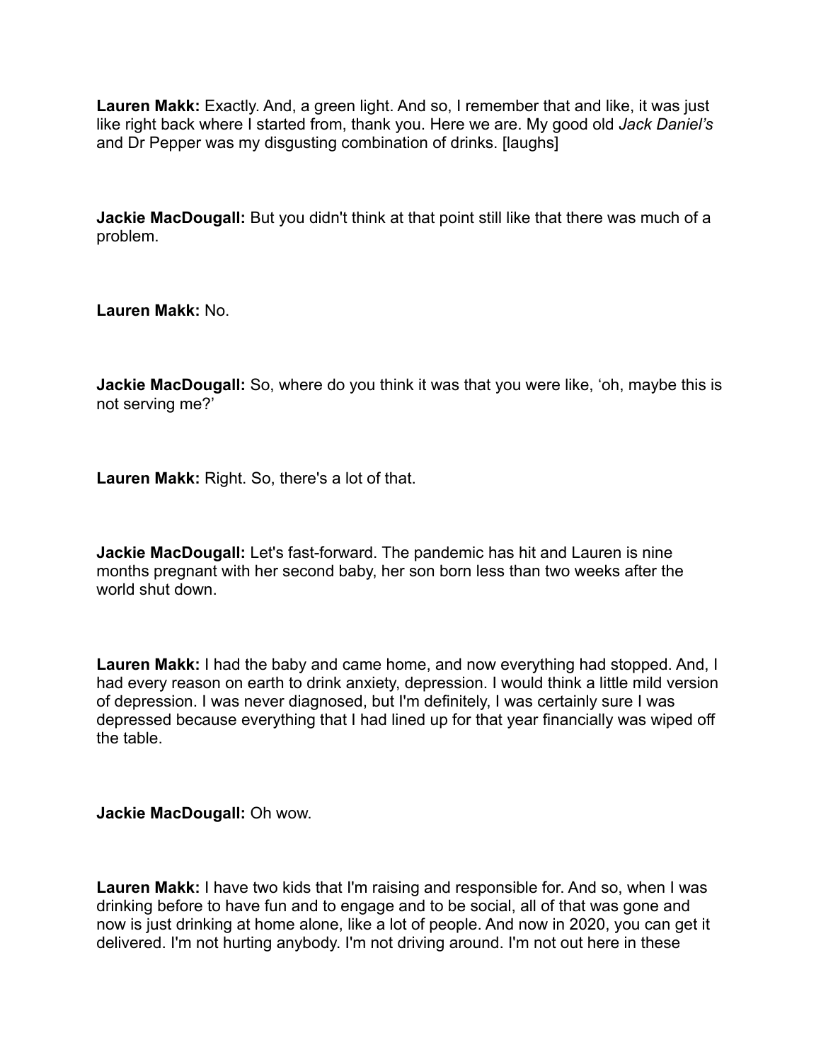**Lauren Makk:** Exactly. And, a green light. And so, I remember that and like, it was just like right back where I started from, thank you. Here we are. My good old *Jack Daniel's* and Dr Pepper was my disgusting combination of drinks. [laughs]

**Jackie MacDougall:** But you didn't think at that point still like that there was much of a problem.

**Lauren Makk:** No.

**Jackie MacDougall:** So, where do you think it was that you were like, 'oh, maybe this is not serving me?'

**Lauren Makk:** Right. So, there's a lot of that.

**Jackie MacDougall:** Let's fast-forward. The pandemic has hit and Lauren is nine months pregnant with her second baby, her son born less than two weeks after the world shut down.

**Lauren Makk:** I had the baby and came home, and now everything had stopped. And, I had every reason on earth to drink anxiety, depression. I would think a little mild version of depression. I was never diagnosed, but I'm definitely, I was certainly sure I was depressed because everything that I had lined up for that year financially was wiped off the table.

**Jackie MacDougall:** Oh wow.

**Lauren Makk:** I have two kids that I'm raising and responsible for. And so, when I was drinking before to have fun and to engage and to be social, all of that was gone and now is just drinking at home alone, like a lot of people. And now in 2020, you can get it delivered. I'm not hurting anybody. I'm not driving around. I'm not out here in these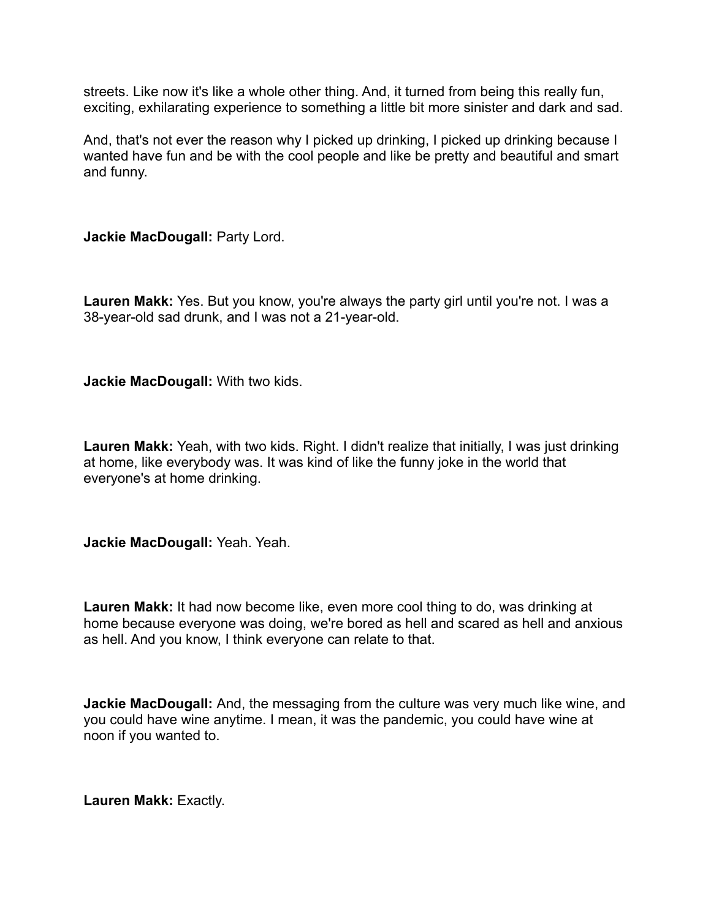streets. Like now it's like a whole other thing. And, it turned from being this really fun, exciting, exhilarating experience to something a little bit more sinister and dark and sad.

And, that's not ever the reason why I picked up drinking, I picked up drinking because I wanted have fun and be with the cool people and like be pretty and beautiful and smart and funny.

**Jackie MacDougall:** Party Lord.

**Lauren Makk:** Yes. But you know, you're always the party girl until you're not. I was a 38-year-old sad drunk, and I was not a 21-year-old.

**Jackie MacDougall:** With two kids.

**Lauren Makk:** Yeah, with two kids. Right. I didn't realize that initially, I was just drinking at home, like everybody was. It was kind of like the funny joke in the world that everyone's at home drinking.

**Jackie MacDougall:** Yeah. Yeah.

**Lauren Makk:** It had now become like, even more cool thing to do, was drinking at home because everyone was doing, we're bored as hell and scared as hell and anxious as hell. And you know, I think everyone can relate to that.

**Jackie MacDougall:** And, the messaging from the culture was very much like wine, and you could have wine anytime. I mean, it was the pandemic, you could have wine at noon if you wanted to.

**Lauren Makk:** Exactly.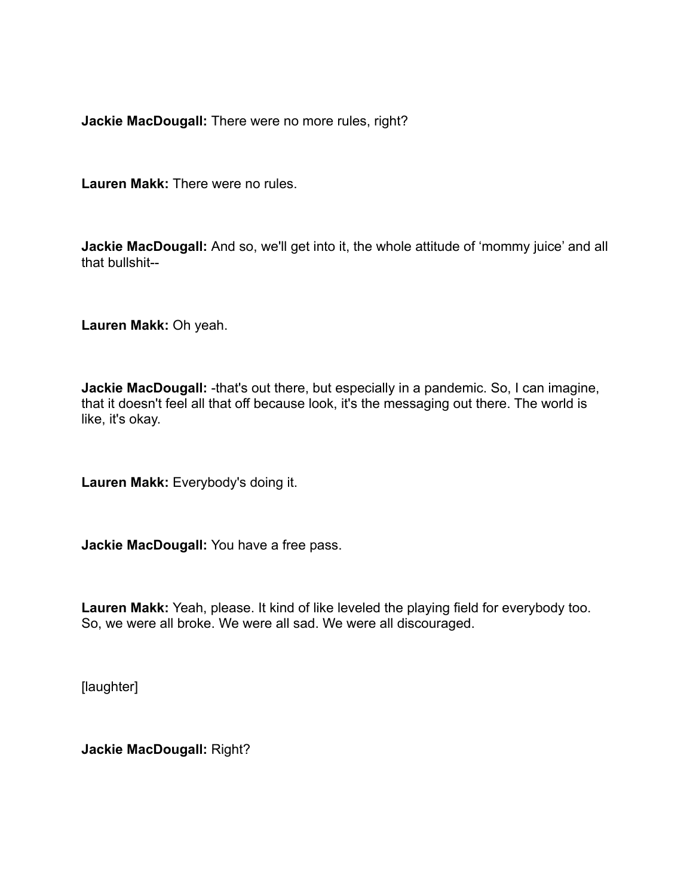**Jackie MacDougall:** There were no more rules, right?

**Lauren Makk:** There were no rules.

**Jackie MacDougall:** And so, we'll get into it, the whole attitude of 'mommy juice' and all that bullshit--

**Lauren Makk:** Oh yeah.

**Jackie MacDougall:** -that's out there, but especially in a pandemic. So, I can imagine, that it doesn't feel all that off because look, it's the messaging out there. The world is like, it's okay.

**Lauren Makk:** Everybody's doing it.

**Jackie MacDougall:** You have a free pass.

**Lauren Makk:** Yeah, please. It kind of like leveled the playing field for everybody too. So, we were all broke. We were all sad. We were all discouraged.

[laughter]

**Jackie MacDougall:** Right?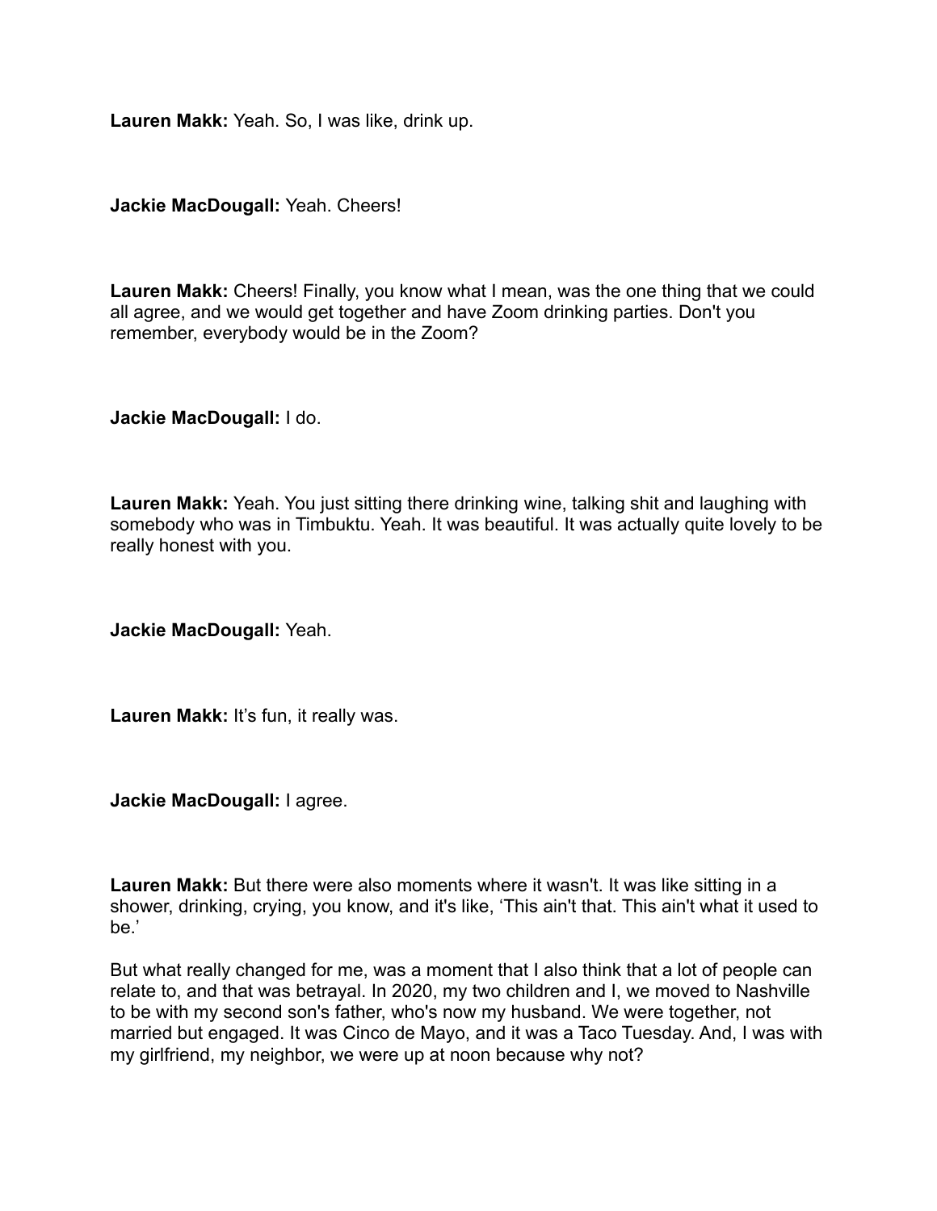**Lauren Makk:** Yeah. So, I was like, drink up.

**Jackie MacDougall:** Yeah. Cheers!

**Lauren Makk:** Cheers! Finally, you know what I mean, was the one thing that we could all agree, and we would get together and have Zoom drinking parties. Don't you remember, everybody would be in the Zoom?

**Jackie MacDougall:** I do.

**Lauren Makk:** Yeah. You just sitting there drinking wine, talking shit and laughing with somebody who was in Timbuktu. Yeah. It was beautiful. It was actually quite lovely to be really honest with you.

**Jackie MacDougall:** Yeah.

**Lauren Makk:** It's fun, it really was.

**Jackie MacDougall:** I agree.

**Lauren Makk:** But there were also moments where it wasn't. It was like sitting in a shower, drinking, crying, you know, and it's like, 'This ain't that. This ain't what it used to be.'

But what really changed for me, was a moment that I also think that a lot of people can relate to, and that was betrayal. In 2020, my two children and I, we moved to Nashville to be with my second son's father, who's now my husband. We were together, not married but engaged. It was Cinco de Mayo, and it was a Taco Tuesday. And, I was with my girlfriend, my neighbor, we were up at noon because why not?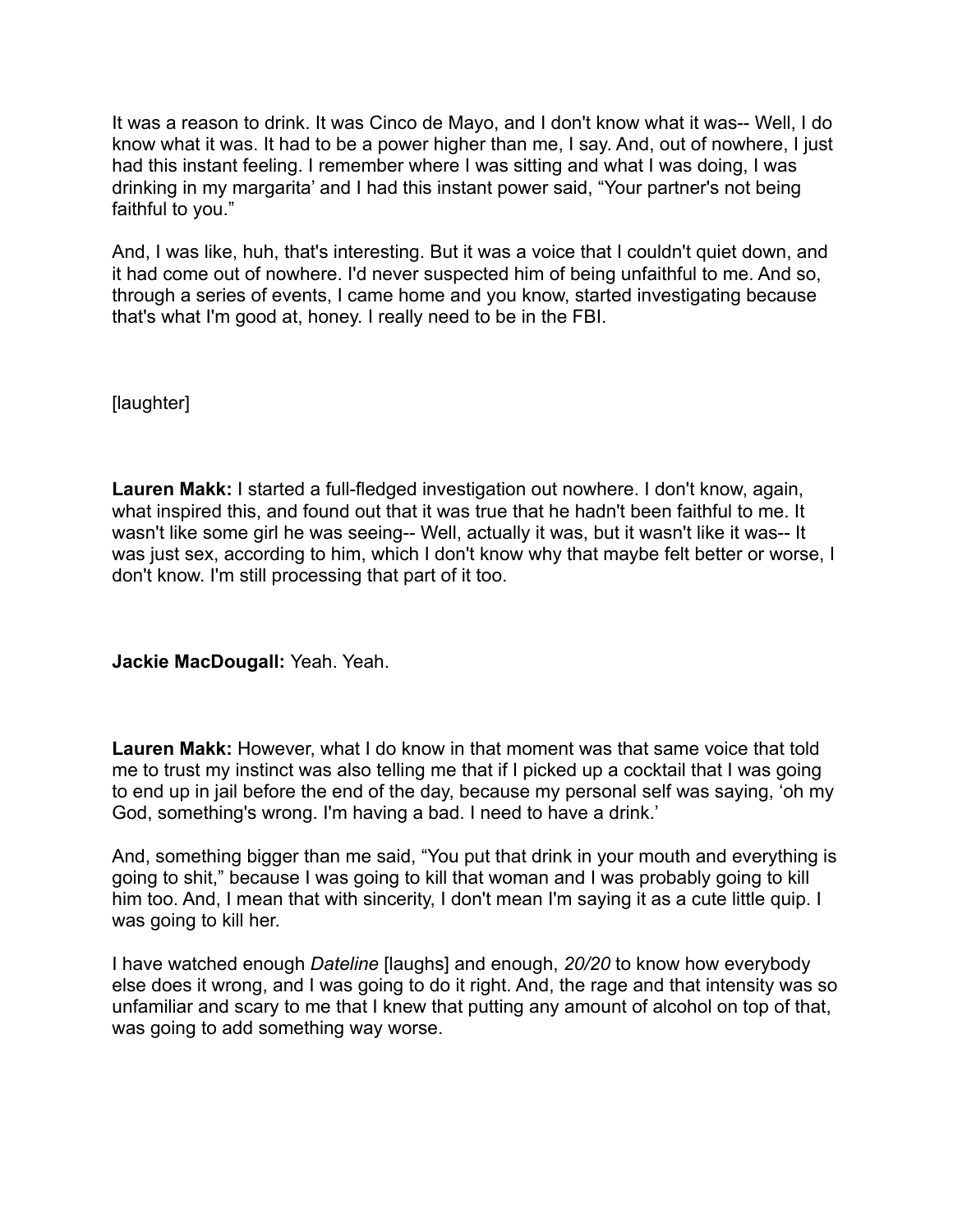It was a reason to drink. It was Cinco de Mayo, and I don't know what it was-- Well, I do know what it was. It had to be a power higher than me, I say. And, out of nowhere, I just had this instant feeling. I remember where I was sitting and what I was doing, I was drinking in my margarita' and I had this instant power said, "Your partner's not being faithful to you."

And, I was like, huh, that's interesting. But it was a voice that I couldn't quiet down, and it had come out of nowhere. I'd never suspected him of being unfaithful to me. And so, through a series of events, I came home and you know, started investigating because that's what I'm good at, honey. I really need to be in the FBI.

[laughter]

**Lauren Makk:** I started a full-fledged investigation out nowhere. I don't know, again, what inspired this, and found out that it was true that he hadn't been faithful to me. It wasn't like some girl he was seeing-- Well, actually it was, but it wasn't like it was-- It was just sex, according to him, which I don't know why that maybe felt better or worse, I don't know. I'm still processing that part of it too.

**Jackie MacDougall:** Yeah. Yeah.

**Lauren Makk:** However, what I do know in that moment was that same voice that told me to trust my instinct was also telling me that if I picked up a cocktail that I was going to end up in jail before the end of the day, because my personal self was saying, 'oh my God, something's wrong. I'm having a bad. I need to have a drink.'

And, something bigger than me said, "You put that drink in your mouth and everything is going to shit," because I was going to kill that woman and I was probably going to kill him too. And, I mean that with sincerity, I don't mean I'm saying it as a cute little quip. I was going to kill her.

I have watched enough *Dateline* [laughs] and enough, *20/20* to know how everybody else does it wrong, and I was going to do it right. And, the rage and that intensity was so unfamiliar and scary to me that I knew that putting any amount of alcohol on top of that, was going to add something way worse.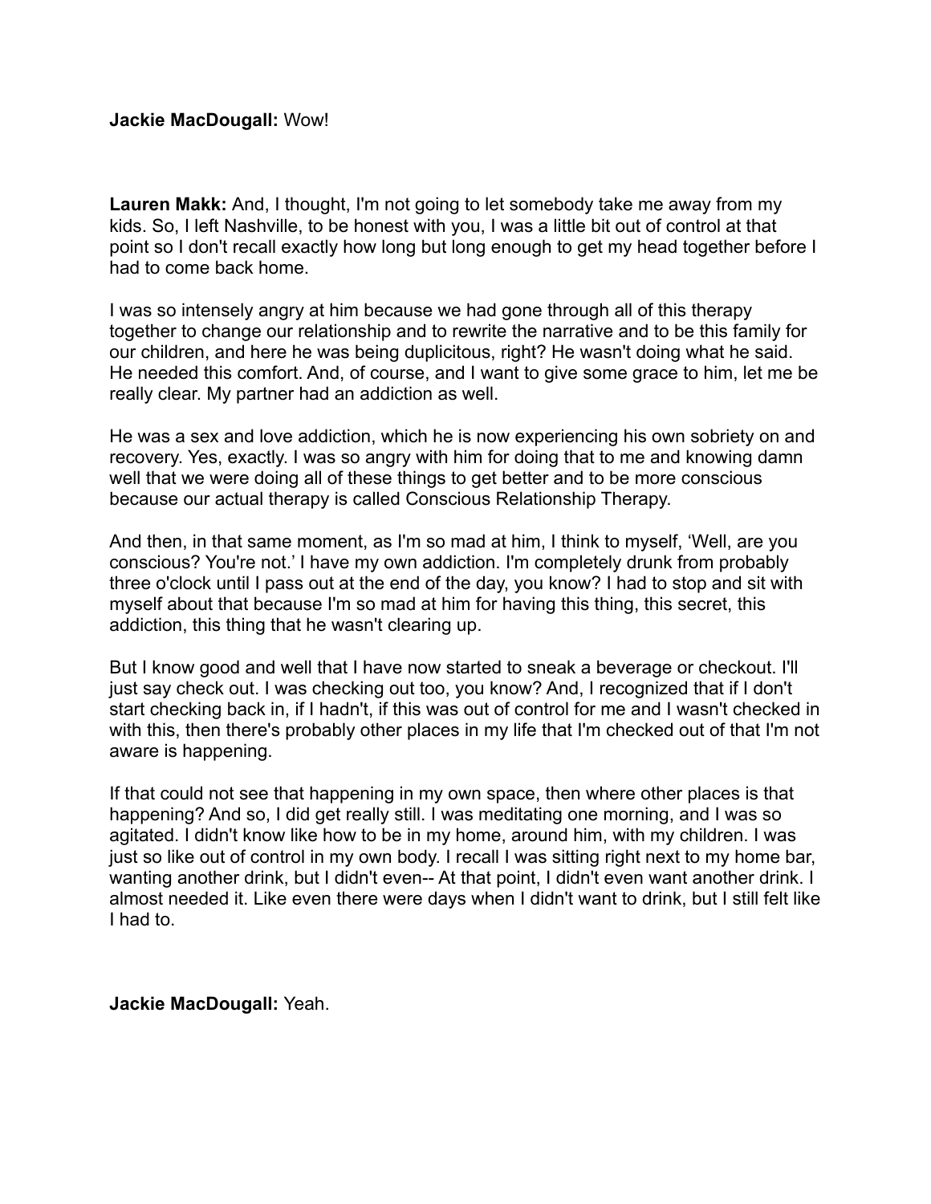**Jackie MacDougall:** Wow!

**Lauren Makk:** And, I thought, I'm not going to let somebody take me away from my kids. So, I left Nashville, to be honest with you, I was a little bit out of control at that point so I don't recall exactly how long but long enough to get my head together before I had to come back home.

I was so intensely angry at him because we had gone through all of this therapy together to change our relationship and to rewrite the narrative and to be this family for our children, and here he was being duplicitous, right? He wasn't doing what he said. He needed this comfort. And, of course, and I want to give some grace to him, let me be really clear. My partner had an addiction as well.

He was a sex and love addiction, which he is now experiencing his own sobriety on and recovery. Yes, exactly. I was so angry with him for doing that to me and knowing damn well that we were doing all of these things to get better and to be more conscious because our actual therapy is called Conscious Relationship Therapy.

And then, in that same moment, as I'm so mad at him, I think to myself, 'Well, are you conscious? You're not.' I have my own addiction. I'm completely drunk from probably three o'clock until I pass out at the end of the day, you know? I had to stop and sit with myself about that because I'm so mad at him for having this thing, this secret, this addiction, this thing that he wasn't clearing up.

But I know good and well that I have now started to sneak a beverage or checkout. I'll just say check out. I was checking out too, you know? And, I recognized that if I don't start checking back in, if I hadn't, if this was out of control for me and I wasn't checked in with this, then there's probably other places in my life that I'm checked out of that I'm not aware is happening.

If that could not see that happening in my own space, then where other places is that happening? And so, I did get really still. I was meditating one morning, and I was so agitated. I didn't know like how to be in my home, around him, with my children. I was just so like out of control in my own body. I recall I was sitting right next to my home bar, wanting another drink, but I didn't even-- At that point, I didn't even want another drink. I almost needed it. Like even there were days when I didn't want to drink, but I still felt like I had to.

**Jackie MacDougall:** Yeah.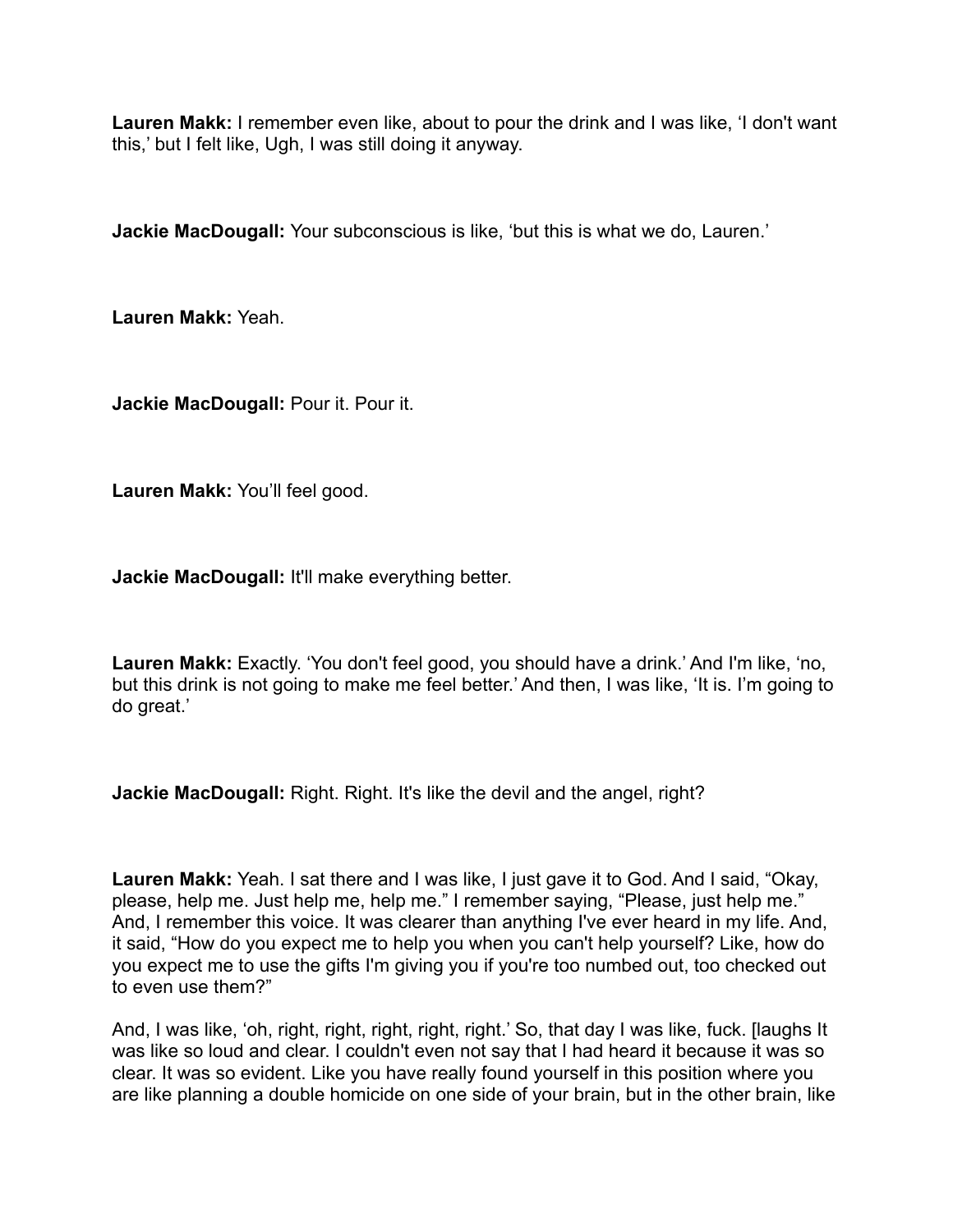**Lauren Makk:** I remember even like, about to pour the drink and I was like, 'I don't want this,' but I felt like, Ugh, I was still doing it anyway.

**Jackie MacDougall:** Your subconscious is like, 'but this is what we do, Lauren.'

**Lauren Makk:** Yeah.

**Jackie MacDougall:** Pour it. Pour it.

**Lauren Makk:** You'll feel good.

**Jackie MacDougall:** It'll make everything better.

**Lauren Makk:** Exactly. 'You don't feel good, you should have a drink.' And I'm like, 'no, but this drink is not going to make me feel better.' And then, I was like, 'It is. I'm going to do great.'

**Jackie MacDougall:** Right. Right. It's like the devil and the angel, right?

**Lauren Makk:** Yeah. I sat there and I was like, I just gave it to God. And I said, "Okay, please, help me. Just help me, help me." I remember saying, "Please, just help me." And, I remember this voice. It was clearer than anything I've ever heard in my life. And, it said, "How do you expect me to help you when you can't help yourself? Like, how do you expect me to use the gifts I'm giving you if you're too numbed out, too checked out to even use them?"

And, I was like, 'oh, right, right, right, right, right.' So, that day I was like, fuck. [laughs It was like so loud and clear. I couldn't even not say that I had heard it because it was so clear. It was so evident. Like you have really found yourself in this position where you are like planning a double homicide on one side of your brain, but in the other brain, like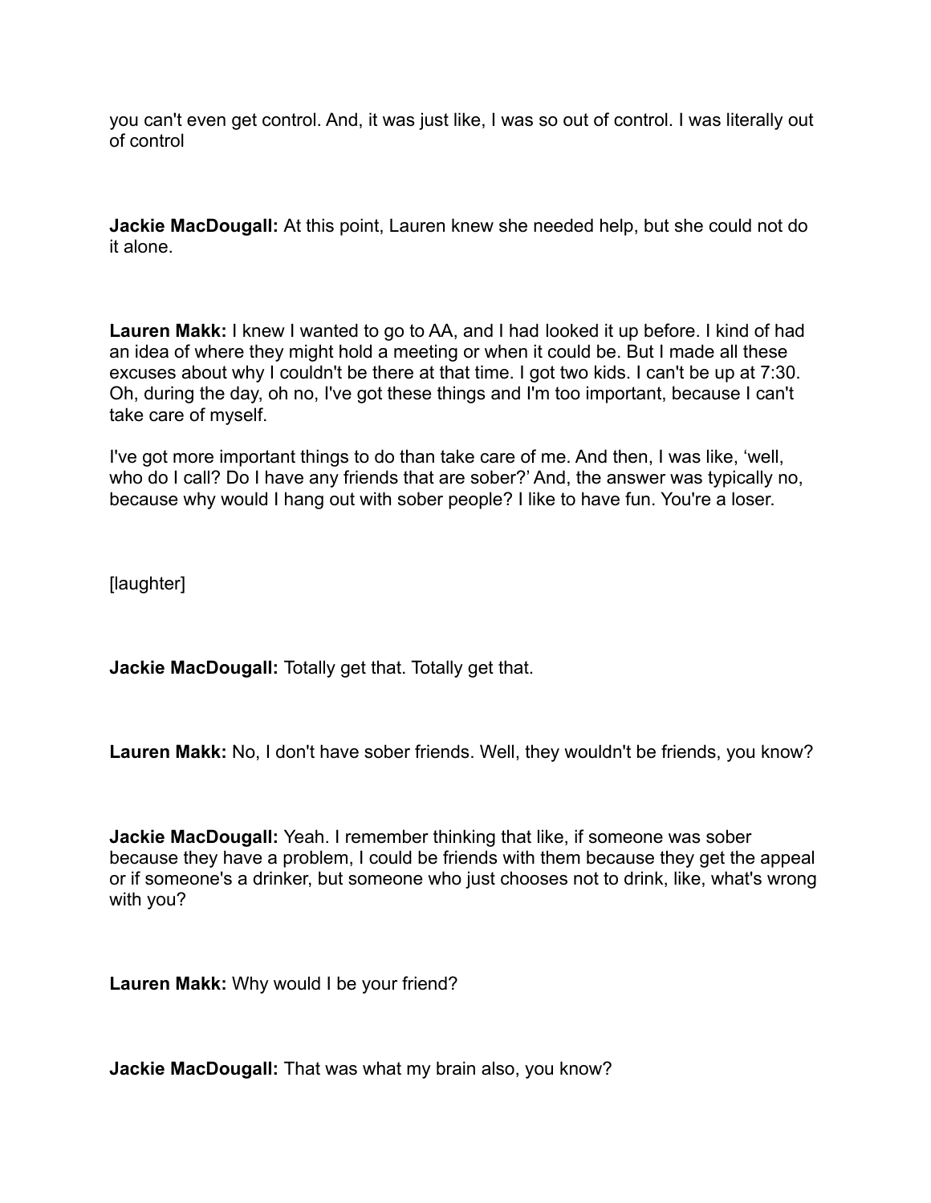you can't even get control. And, it was just like, I was so out of control. I was literally out of control

**Jackie MacDougall:** At this point, Lauren knew she needed help, but she could not do it alone.

**Lauren Makk:** I knew I wanted to go to AA, and I had looked it up before. I kind of had an idea of where they might hold a meeting or when it could be. But I made all these excuses about why I couldn't be there at that time. I got two kids. I can't be up at 7:30. Oh, during the day, oh no, I've got these things and I'm too important, because I can't take care of myself.

I've got more important things to do than take care of me. And then, I was like, 'well, who do I call? Do I have any friends that are sober?' And, the answer was typically no, because why would I hang out with sober people? I like to have fun. You're a loser.

[laughter]

**Jackie MacDougall:** Totally get that. Totally get that.

**Lauren Makk:** No, I don't have sober friends. Well, they wouldn't be friends, you know?

**Jackie MacDougall:** Yeah. I remember thinking that like, if someone was sober because they have a problem, I could be friends with them because they get the appeal or if someone's a drinker, but someone who just chooses not to drink, like, what's wrong with you?

**Lauren Makk:** Why would I be your friend?

**Jackie MacDougall:** That was what my brain also, you know?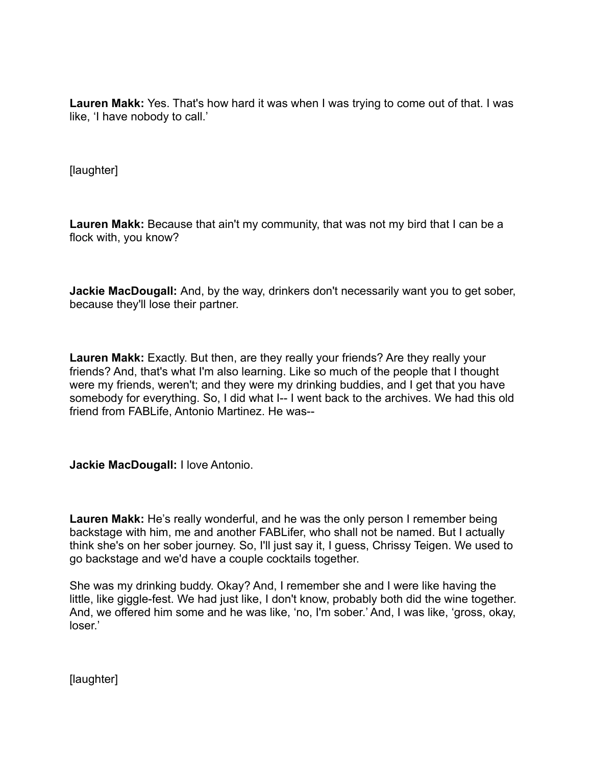**Lauren Makk:** Yes. That's how hard it was when I was trying to come out of that. I was like, 'I have nobody to call.'

[laughter]

**Lauren Makk:** Because that ain't my community, that was not my bird that I can be a flock with, you know?

**Jackie MacDougall:** And, by the way, drinkers don't necessarily want you to get sober, because they'll lose their partner.

**Lauren Makk:** Exactly. But then, are they really your friends? Are they really your friends? And, that's what I'm also learning. Like so much of the people that I thought were my friends, weren't; and they were my drinking buddies, and I get that you have somebody for everything. So, I did what I-- I went back to the archives. We had this old friend from FABLife, Antonio Martinez. He was--

**Jackie MacDougall:** I love Antonio.

**Lauren Makk:** He's really wonderful, and he was the only person I remember being backstage with him, me and another FABLifer, who shall not be named. But I actually think she's on her sober journey. So, I'll just say it, I guess, Chrissy Teigen. We used to go backstage and we'd have a couple cocktails together.

She was my drinking buddy. Okay? And, I remember she and I were like having the little, like giggle-fest. We had just like, I don't know, probably both did the wine together. And, we offered him some and he was like, 'no, I'm sober.' And, I was like, 'gross, okay, loser.'

[laughter]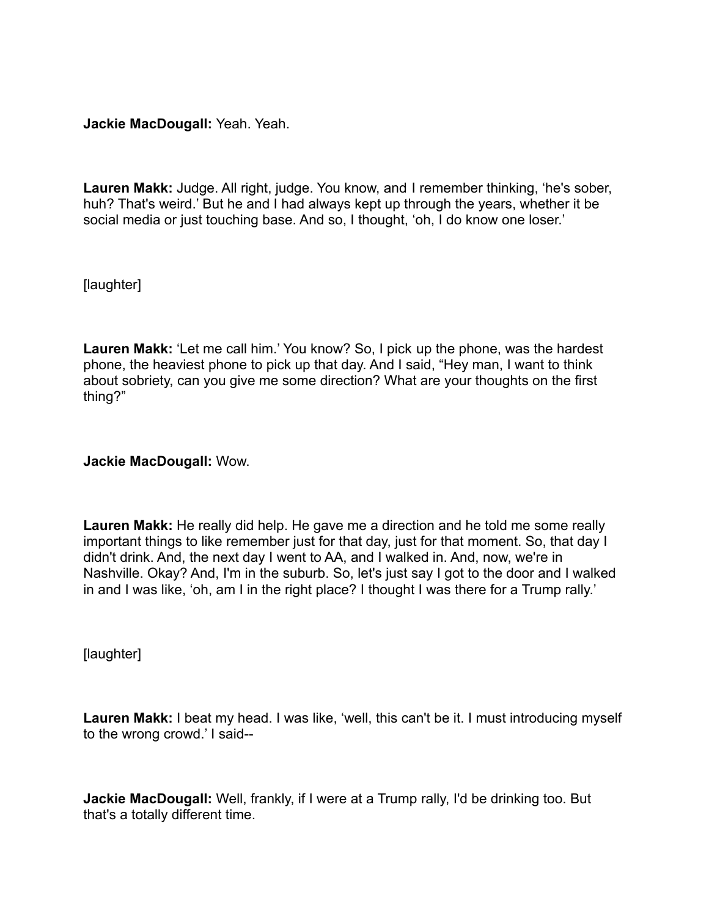**Jackie MacDougall:** Yeah. Yeah.

**Lauren Makk:** Judge. All right, judge. You know, and I remember thinking, 'he's sober, huh? That's weird.' But he and I had always kept up through the years, whether it be social media or just touching base. And so, I thought, 'oh, I do know one loser.'

[laughter]

**Lauren Makk:** 'Let me call him.' You know? So, I pick up the phone, was the hardest phone, the heaviest phone to pick up that day. And I said, "Hey man, I want to think about sobriety, can you give me some direction? What are your thoughts on the first thing?"

**Jackie MacDougall:** Wow.

**Lauren Makk:** He really did help. He gave me a direction and he told me some really important things to like remember just for that day, just for that moment. So, that day I didn't drink. And, the next day I went to AA, and I walked in. And, now, we're in Nashville. Okay? And, I'm in the suburb. So, let's just say I got to the door and I walked in and I was like, 'oh, am I in the right place? I thought I was there for a Trump rally.'

[laughter]

**Lauren Makk:** I beat my head. I was like, 'well, this can't be it. I must introducing myself to the wrong crowd.' I said--

**Jackie MacDougall:** Well, frankly, if I were at a Trump rally, I'd be drinking too. But that's a totally different time.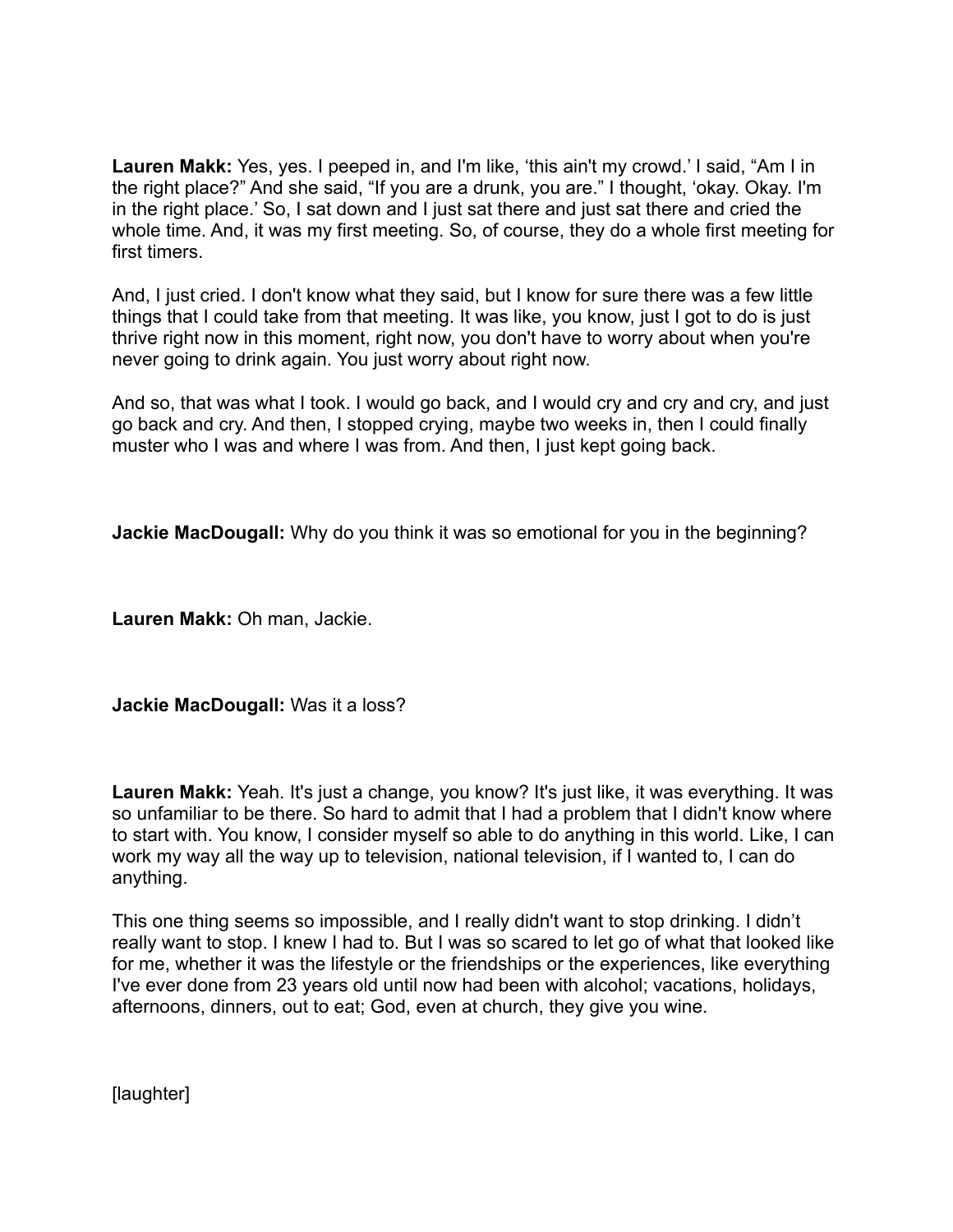**Lauren Makk:** Yes, yes. I peeped in, and I'm like, 'this ain't my crowd.' I said, "Am I in the right place?" And she said, "If you are a drunk, you are." I thought, 'okay. Okay. I'm in the right place.' So, I sat down and I just sat there and just sat there and cried the whole time. And, it was my first meeting. So, of course, they do a whole first meeting for first timers.

And, I just cried. I don't know what they said, but I know for sure there was a few little things that I could take from that meeting. It was like, you know, just I got to do is just thrive right now in this moment, right now, you don't have to worry about when you're never going to drink again. You just worry about right now.

And so, that was what I took. I would go back, and I would cry and cry and cry, and just go back and cry. And then, I stopped crying, maybe two weeks in, then I could finally muster who I was and where I was from. And then, I just kept going back.

**Jackie MacDougall:** Why do you think it was so emotional for you in the beginning?

**Lauren Makk:** Oh man, Jackie.

**Jackie MacDougall:** Was it a loss?

**Lauren Makk:** Yeah. It's just a change, you know? It's just like, it was everything. It was so unfamiliar to be there. So hard to admit that I had a problem that I didn't know where to start with. You know, I consider myself so able to do anything in this world. Like, I can work my way all the way up to television, national television, if I wanted to, I can do anything.

This one thing seems so impossible, and I really didn't want to stop drinking. I didn't really want to stop. I knew I had to. But I was so scared to let go of what that looked like for me, whether it was the lifestyle or the friendships or the experiences, like everything I've ever done from 23 years old until now had been with alcohol; vacations, holidays, afternoons, dinners, out to eat; God, even at church, they give you wine.

[laughter]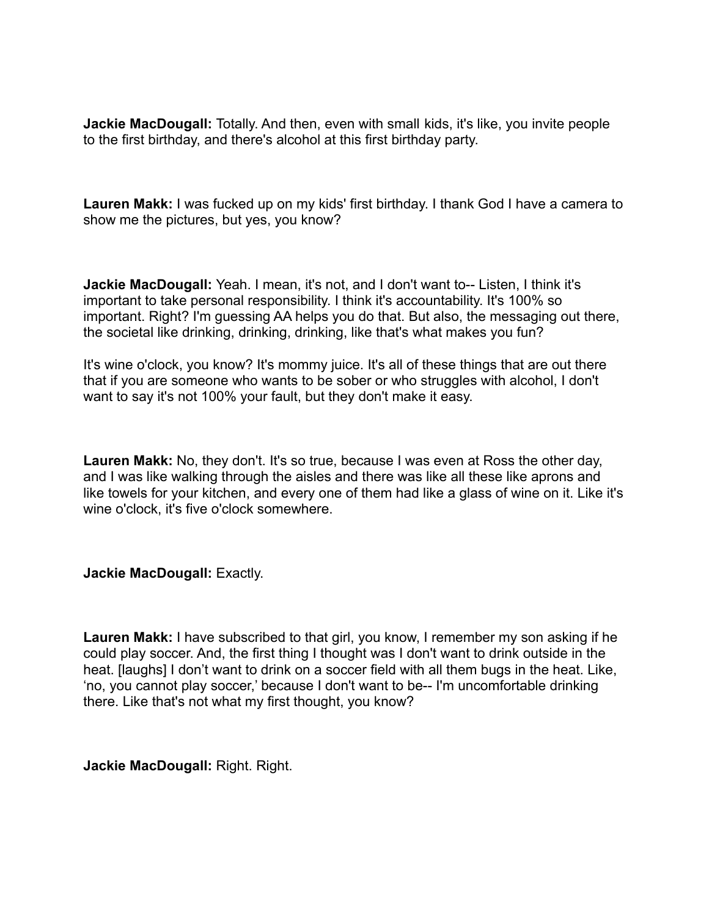**Jackie MacDougall:** Totally. And then, even with small kids, it's like, you invite people to the first birthday, and there's alcohol at this first birthday party.

**Lauren Makk:** I was fucked up on my kids' first birthday. I thank God I have a camera to show me the pictures, but yes, you know?

**Jackie MacDougall:** Yeah. I mean, it's not, and I don't want to-- Listen, I think it's important to take personal responsibility. I think it's accountability. It's 100% so important. Right? I'm guessing AA helps you do that. But also, the messaging out there, the societal like drinking, drinking, drinking, like that's what makes you fun?

It's wine o'clock, you know? It's mommy juice. It's all of these things that are out there that if you are someone who wants to be sober or who struggles with alcohol, I don't want to say it's not 100% your fault, but they don't make it easy.

**Lauren Makk:** No, they don't. It's so true, because I was even at Ross the other day, and I was like walking through the aisles and there was like all these like aprons and like towels for your kitchen, and every one of them had like a glass of wine on it. Like it's wine o'clock, it's five o'clock somewhere.

**Jackie MacDougall:** Exactly.

**Lauren Makk:** I have subscribed to that girl, you know, I remember my son asking if he could play soccer. And, the first thing I thought was I don't want to drink outside in the heat. [laughs] I don't want to drink on a soccer field with all them bugs in the heat. Like, 'no, you cannot play soccer,' because I don't want to be-- I'm uncomfortable drinking there. Like that's not what my first thought, you know?

**Jackie MacDougall:** Right. Right.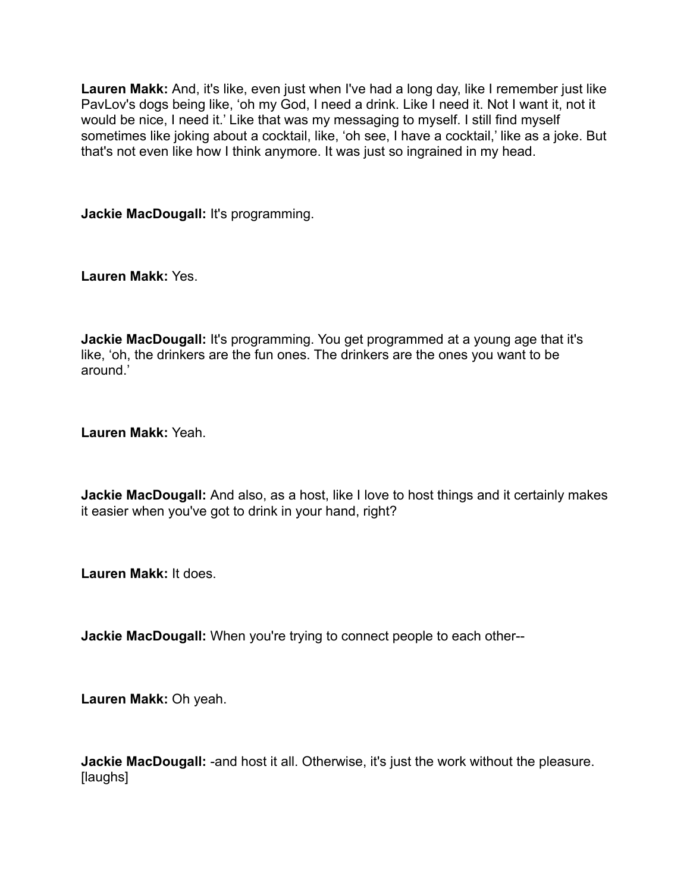**Lauren Makk:** And, it's like, even just when I've had a long day, like I remember just like PavLov's dogs being like, 'oh my God, I need a drink. Like I need it. Not I want it, not it would be nice, I need it.' Like that was my messaging to myself. I still find myself sometimes like joking about a cocktail, like, 'oh see, I have a cocktail,' like as a joke. But that's not even like how I think anymore. It was just so ingrained in my head.

**Jackie MacDougall:** It's programming.

**Lauren Makk:** Yes.

**Jackie MacDougall:** It's programming. You get programmed at a young age that it's like, 'oh, the drinkers are the fun ones. The drinkers are the ones you want to be around.'

**Lauren Makk:** Yeah.

**Jackie MacDougall:** And also, as a host, like I love to host things and it certainly makes it easier when you've got to drink in your hand, right?

**Lauren Makk:** It does.

**Jackie MacDougall:** When you're trying to connect people to each other--

**Lauren Makk:** Oh yeah.

**Jackie MacDougall:** -and host it all. Otherwise, it's just the work without the pleasure. [laughs]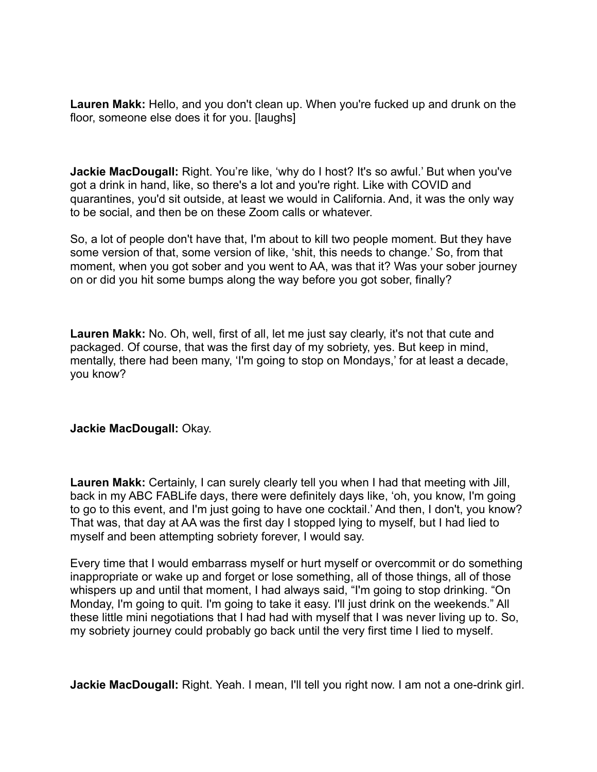**Lauren Makk:** Hello, and you don't clean up. When you're fucked up and drunk on the floor, someone else does it for you. [laughs]

**Jackie MacDougall:** Right. You're like, 'why do I host? It's so awful.' But when you've got a drink in hand, like, so there's a lot and you're right. Like with COVID and quarantines, you'd sit outside, at least we would in California. And, it was the only way to be social, and then be on these Zoom calls or whatever.

So, a lot of people don't have that, I'm about to kill two people moment. But they have some version of that, some version of like, 'shit, this needs to change.' So, from that moment, when you got sober and you went to AA, was that it? Was your sober journey on or did you hit some bumps along the way before you got sober, finally?

**Lauren Makk:** No. Oh, well, first of all, let me just say clearly, it's not that cute and packaged. Of course, that was the first day of my sobriety, yes. But keep in mind, mentally, there had been many, 'I'm going to stop on Mondays,' for at least a decade, you know?

**Jackie MacDougall:** Okay.

**Lauren Makk:** Certainly, I can surely clearly tell you when I had that meeting with Jill, back in my ABC FABLife days, there were definitely days like, 'oh, you know, I'm going to go to this event, and I'm just going to have one cocktail.' And then, I don't, you know? That was, that day at AA was the first day I stopped lying to myself, but I had lied to myself and been attempting sobriety forever, I would say.

Every time that I would embarrass myself or hurt myself or overcommit or do something inappropriate or wake up and forget or lose something, all of those things, all of those whispers up and until that moment, I had always said, "I'm going to stop drinking. "On Monday, I'm going to quit. I'm going to take it easy. I'll just drink on the weekends." All these little mini negotiations that I had had with myself that I was never living up to. So, my sobriety journey could probably go back until the very first time I lied to myself.

**Jackie MacDougall:** Right. Yeah. I mean, I'll tell you right now. I am not a one-drink girl.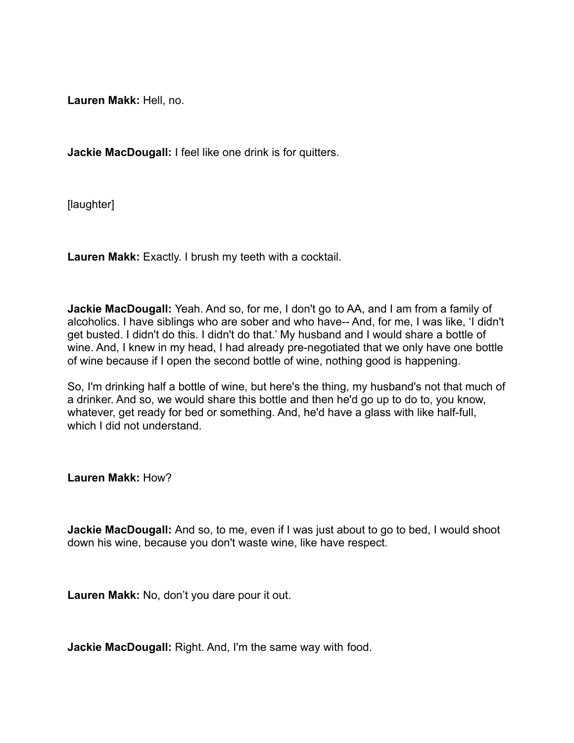**Lauren Makk:** Hell, no.

**Jackie MacDougall:** I feel like one drink is for quitters.

[laughter]

**Lauren Makk:** Exactly. I brush my teeth with a cocktail.

**Jackie MacDougall:** Yeah. And so, for me, I don't go to AA, and I am from a family of alcoholics. I have siblings who are sober and who have-- And, for me, I was like, 'I didn't get busted. I didn't do this. I didn't do that.' My husband and I would share a bottle of wine. And, I knew in my head, I had already pre-negotiated that we only have one bottle of wine because if I open the second bottle of wine, nothing good is happening.

So, I'm drinking half a bottle of wine, but here's the thing, my husband's not that much of a drinker. And so, we would share this bottle and then he'd go up to do to, you know, whatever, get ready for bed or something. And, he'd have a glass with like half-full, which I did not understand.

**Lauren Makk:** How?

**Jackie MacDougall:** And so, to me, even if I was just about to go to bed, I would shoot down his wine, because you don't waste wine, like have respect.

**Lauren Makk:** No, don't you dare pour it out.

**Jackie MacDougall:** Right. And, I'm the same way with food.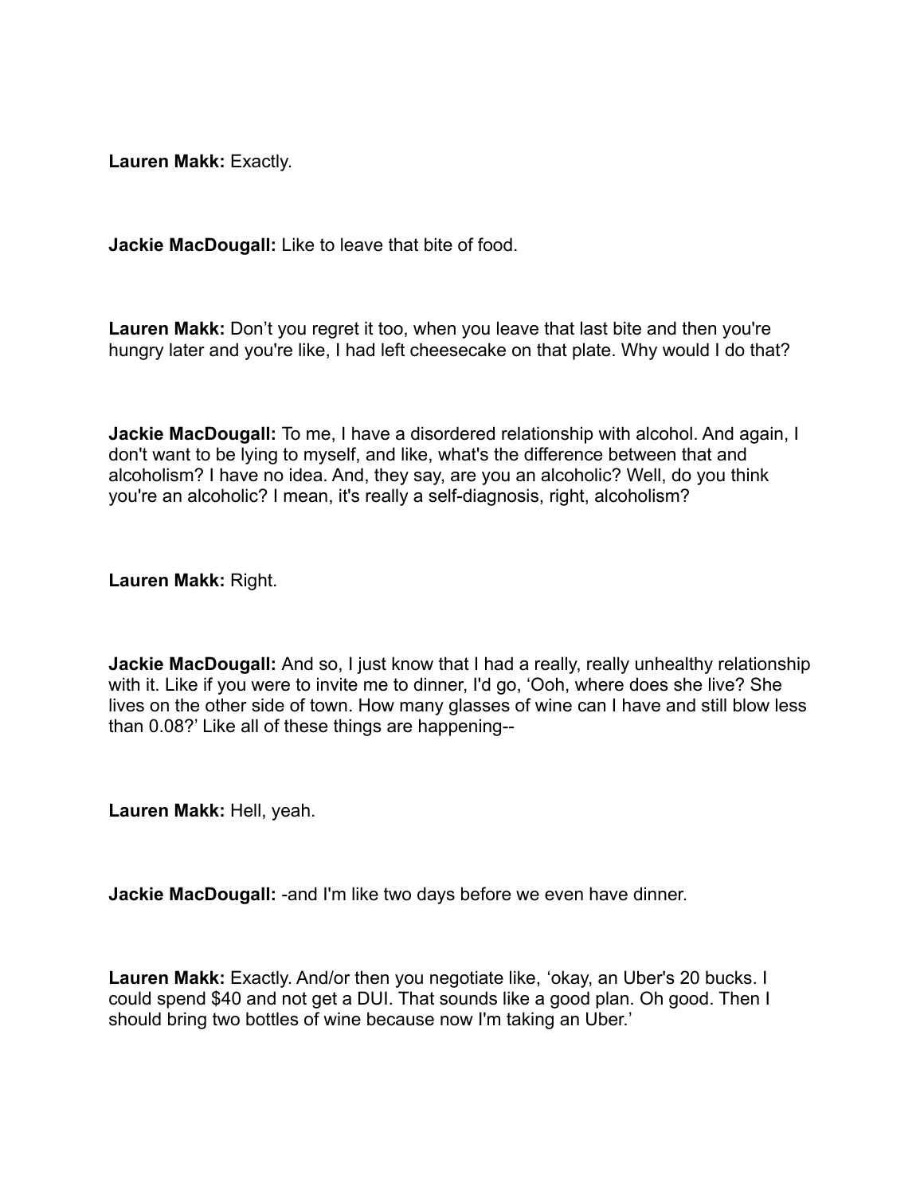**Lauren Makk:** Exactly.

**Jackie MacDougall:** Like to leave that bite of food.

**Lauren Makk:** Don't you regret it too, when you leave that last bite and then you're hungry later and you're like, I had left cheesecake on that plate. Why would I do that?

**Jackie MacDougall:** To me, I have a disordered relationship with alcohol. And again, I don't want to be lying to myself, and like, what's the difference between that and alcoholism? I have no idea. And, they say, are you an alcoholic? Well, do you think you're an alcoholic? I mean, it's really a self-diagnosis, right, alcoholism?

**Lauren Makk:** Right.

**Jackie MacDougall:** And so, I just know that I had a really, really unhealthy relationship with it. Like if you were to invite me to dinner, I'd go, 'Ooh, where does she live? She lives on the other side of town. How many glasses of wine can I have and still blow less than 0.08?' Like all of these things are happening--

**Lauren Makk:** Hell, yeah.

**Jackie MacDougall:** -and I'm like two days before we even have dinner.

**Lauren Makk:** Exactly. And/or then you negotiate like, 'okay, an Uber's 20 bucks. I could spend $40 and not get a DUI. That sounds like a good plan. Oh good. Then I should bring two bottles of wine because now I'm taking an Uber.'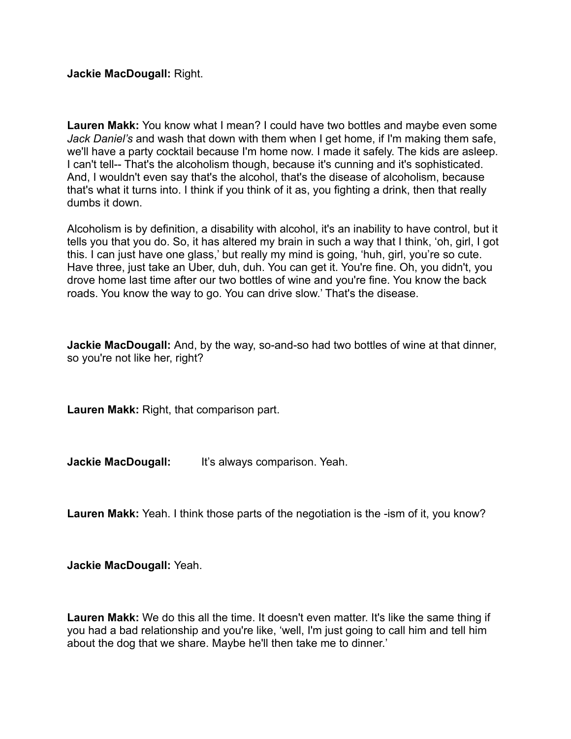**Jackie MacDougall:** Right.

**Lauren Makk:** You know what I mean? I could have two bottles and maybe even some *Jack Daniel's* and wash that down with them when I get home, if I'm making them safe, we'll have a party cocktail because I'm home now. I made it safely. The kids are asleep. I can't tell-- That's the alcoholism though, because it's cunning and it's sophisticated. And, I wouldn't even say that's the alcohol, that's the disease of alcoholism, because that's what it turns into. I think if you think of it as, you fighting a drink, then that really dumbs it down.

Alcoholism is by definition, a disability with alcohol, it's an inability to have control, but it tells you that you do. So, it has altered my brain in such a way that I think, 'oh, girl, I got this. I can just have one glass,' but really my mind is going, 'huh, girl, you're so cute. Have three, just take an Uber, duh, duh. You can get it. You're fine. Oh, you didn't, you drove home last time after our two bottles of wine and you're fine. You know the back roads. You know the way to go. You can drive slow.' That's the disease.

**Jackie MacDougall:** And, by the way, so-and-so had two bottles of wine at that dinner, so you're not like her, right?

**Lauren Makk:** Right, that comparison part.

**Jackie MacDougall:** It's always comparison. Yeah.

**Lauren Makk:** Yeah. I think those parts of the negotiation is the -ism of it, you know?

**Jackie MacDougall:** Yeah.

**Lauren Makk:** We do this all the time. It doesn't even matter. It's like the same thing if you had a bad relationship and you're like, 'well, I'm just going to call him and tell him about the dog that we share. Maybe he'll then take me to dinner.'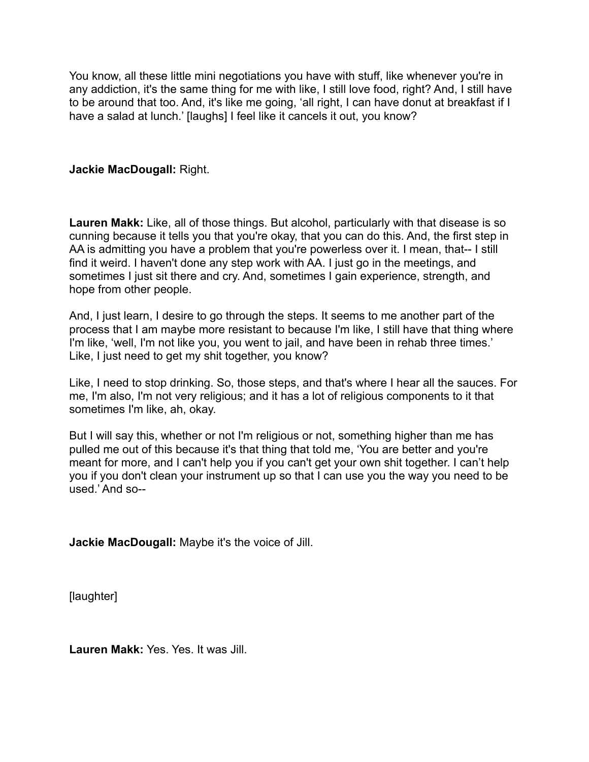You know, all these little mini negotiations you have with stuff, like whenever you're in any addiction, it's the same thing for me with like, I still love food, right? And, I still have to be around that too. And, it's like me going, 'all right, I can have donut at breakfast if I have a salad at lunch.' [laughs] I feel like it cancels it out, you know?

**Jackie MacDougall:** Right.

**Lauren Makk:** Like, all of those things. But alcohol, particularly with that disease is so cunning because it tells you that you're okay, that you can do this. And, the first step in AA is admitting you have a problem that you're powerless over it. I mean, that-- I still find it weird. I haven't done any step work with AA. I just go in the meetings, and sometimes I just sit there and cry. And, sometimes I gain experience, strength, and hope from other people.

And, I just learn, I desire to go through the steps. It seems to me another part of the process that I am maybe more resistant to because I'm like, I still have that thing where I'm like, 'well, I'm not like you, you went to jail, and have been in rehab three times.' Like, I just need to get my shit together, you know?

Like, I need to stop drinking. So, those steps, and that's where I hear all the sauces. For me, I'm also, I'm not very religious; and it has a lot of religious components to it that sometimes I'm like, ah, okay.

But I will say this, whether or not I'm religious or not, something higher than me has pulled me out of this because it's that thing that told me, 'You are better and you're meant for more, and I can't help you if you can't get your own shit together. I can't help you if you don't clean your instrument up so that I can use you the way you need to be used.' And so--

**Jackie MacDougall:** Maybe it's the voice of Jill.

[laughter]

**Lauren Makk:** Yes. Yes. It was Jill.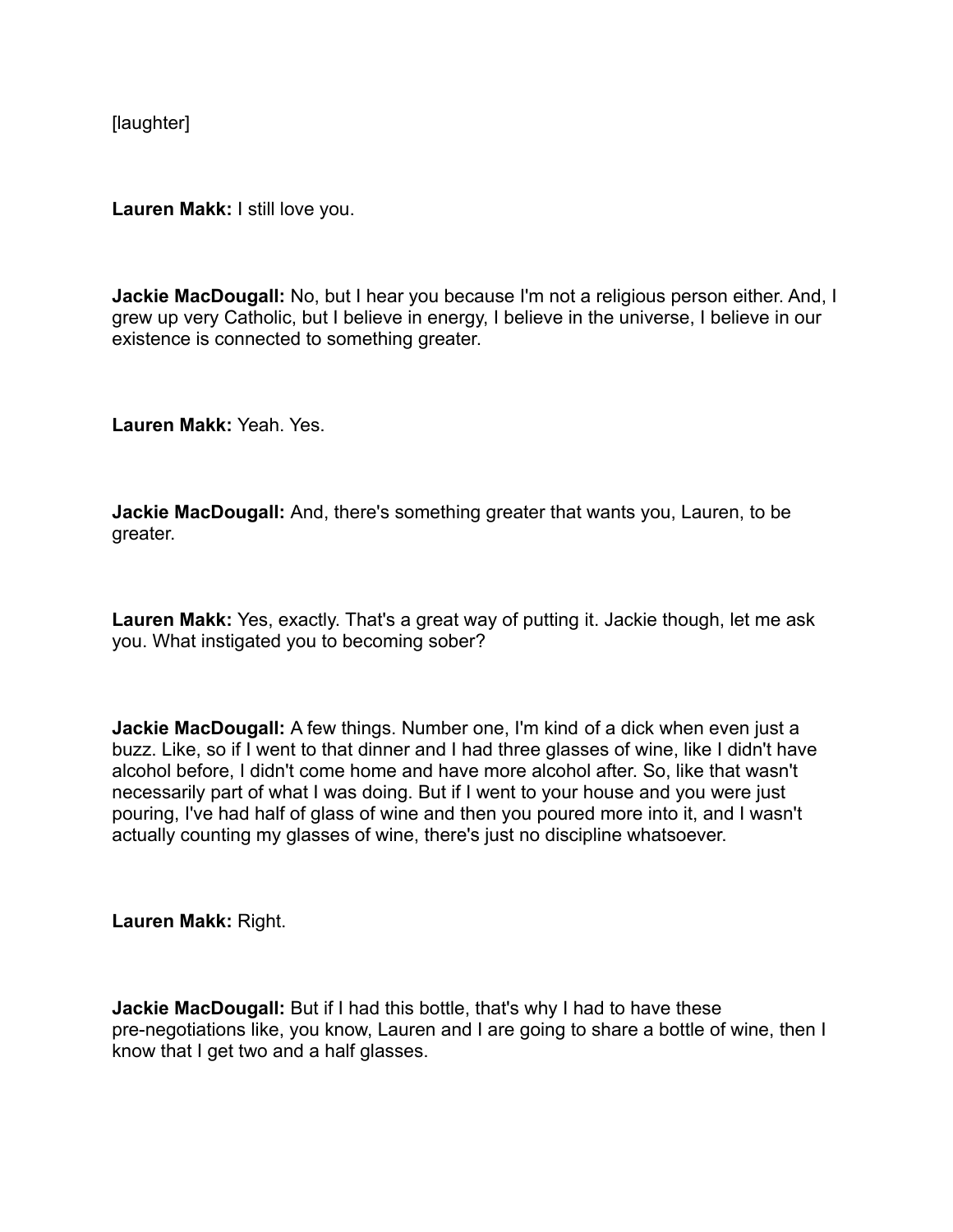[laughter]

**Lauren Makk:** I still love you.

**Jackie MacDougall:** No, but I hear you because I'm not a religious person either. And, I grew up very Catholic, but I believe in energy, I believe in the universe, I believe in our existence is connected to something greater.

**Lauren Makk:** Yeah. Yes.

**Jackie MacDougall:** And, there's something greater that wants you, Lauren, to be greater.

**Lauren Makk:** Yes, exactly. That's a great way of putting it. Jackie though, let me ask you. What instigated you to becoming sober?

**Jackie MacDougall:** A few things. Number one, I'm kind of a dick when even just a buzz. Like, so if I went to that dinner and I had three glasses of wine, like I didn't have alcohol before, I didn't come home and have more alcohol after. So, like that wasn't necessarily part of what I was doing. But if I went to your house and you were just pouring, I've had half of glass of wine and then you poured more into it, and I wasn't actually counting my glasses of wine, there's just no discipline whatsoever.

**Lauren Makk:** Right.

**Jackie MacDougall:** But if I had this bottle, that's why I had to have these pre-negotiations like, you know, Lauren and I are going to share a bottle of wine, then I know that I get two and a half glasses.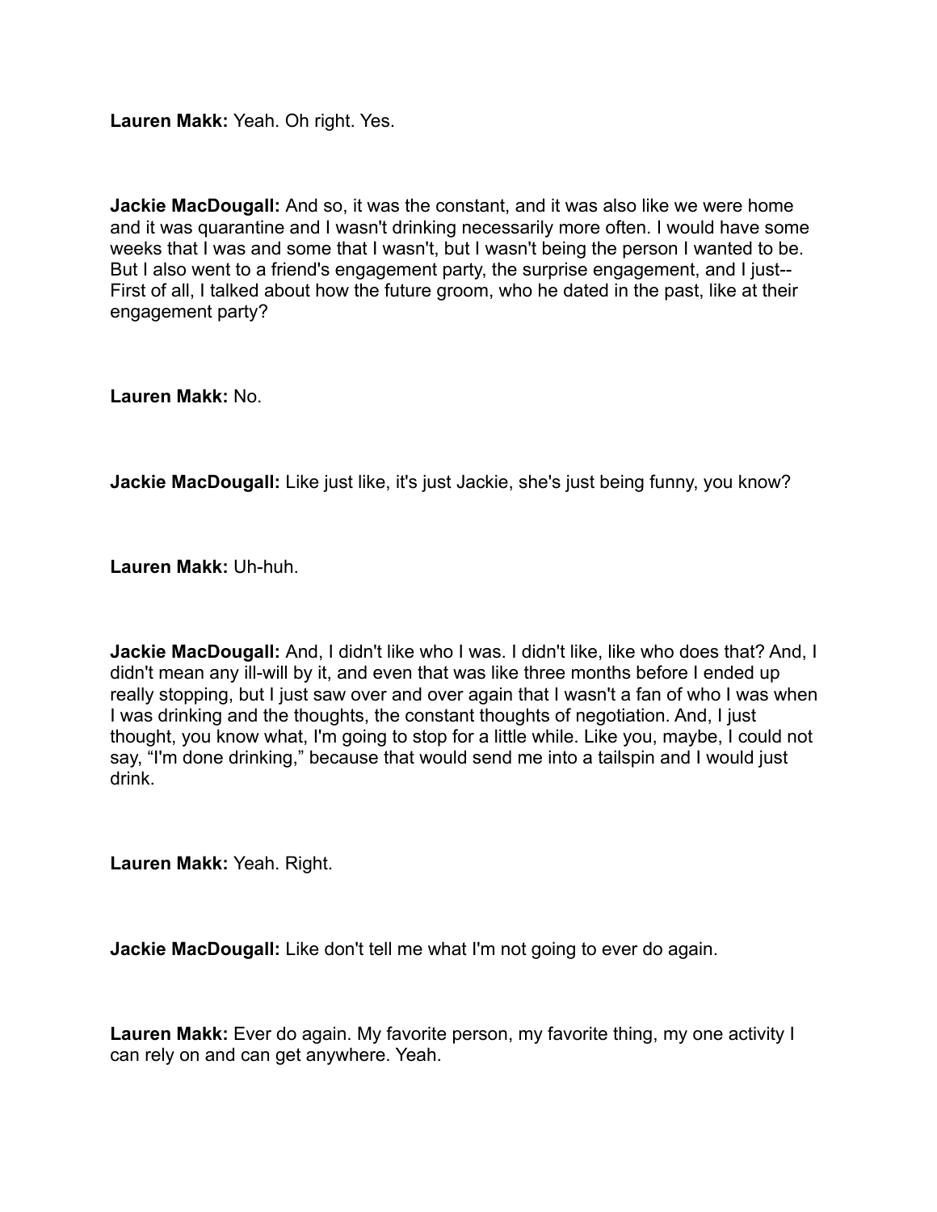**Lauren Makk:** Yeah. Oh right. Yes.

**Jackie MacDougall:** And so, it was the constant, and it was also like we were home and it was quarantine and I wasn't drinking necessarily more often. I would have some weeks that I was and some that I wasn't, but I wasn't being the person I wanted to be. But I also went to a friend's engagement party, the surprise engagement, and I just-- First of all, I talked about how the future groom, who he dated in the past, like at their engagement party?

**Lauren Makk:** No.

**Jackie MacDougall:** Like just like, it's just Jackie, she's just being funny, you know?

**Lauren Makk:** Uh-huh.

**Jackie MacDougall:** And, I didn't like who I was. I didn't like, like who does that? And, I didn't mean any ill-will by it, and even that was like three months before I ended up really stopping, but I just saw over and over again that I wasn't a fan of who I was when I was drinking and the thoughts, the constant thoughts of negotiation. And, I just thought, you know what, I'm going to stop for a little while. Like you, maybe, I could not say, "I'm done drinking," because that would send me into a tailspin and I would just drink.

**Lauren Makk:** Yeah. Right.

**Jackie MacDougall:** Like don't tell me what I'm not going to ever do again.

**Lauren Makk:** Ever do again. My favorite person, my favorite thing, my one activity I can rely on and can get anywhere. Yeah.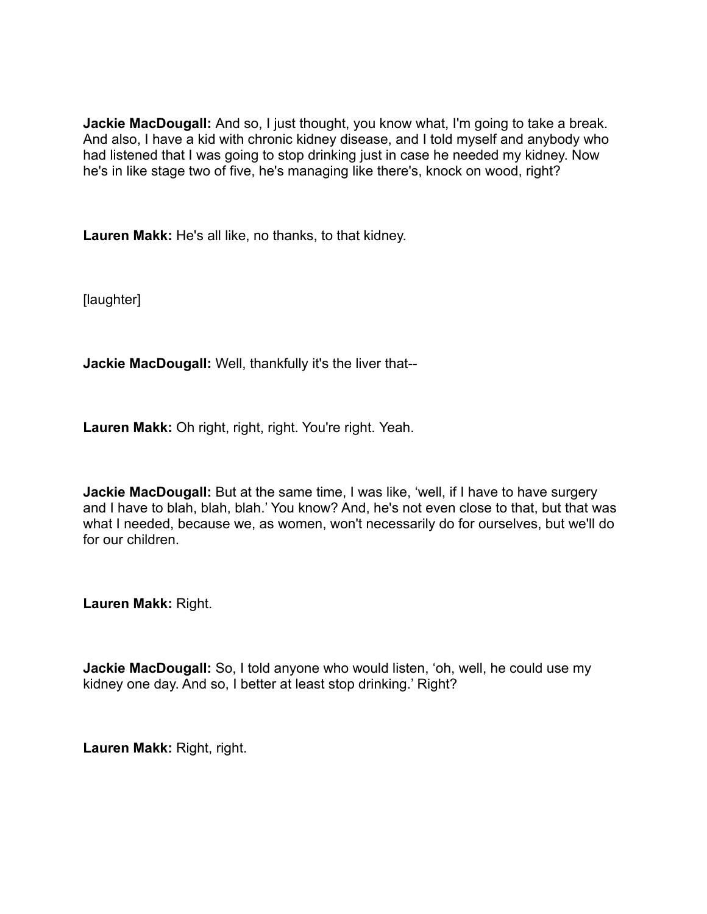**Jackie MacDougall:** And so, I just thought, you know what, I'm going to take a break. And also, I have a kid with chronic kidney disease, and I told myself and anybody who had listened that I was going to stop drinking just in case he needed my kidney. Now he's in like stage two of five, he's managing like there's, knock on wood, right?

**Lauren Makk:** He's all like, no thanks, to that kidney.

[laughter]

**Jackie MacDougall:** Well, thankfully it's the liver that--

**Lauren Makk:** Oh right, right, right. You're right. Yeah.

**Jackie MacDougall:** But at the same time, I was like, 'well, if I have to have surgery and I have to blah, blah, blah.' You know? And, he's not even close to that, but that was what I needed, because we, as women, won't necessarily do for ourselves, but we'll do for our children.

**Lauren Makk:** Right.

**Jackie MacDougall:** So, I told anyone who would listen, 'oh, well, he could use my kidney one day. And so, I better at least stop drinking.' Right?

**Lauren Makk:** Right, right.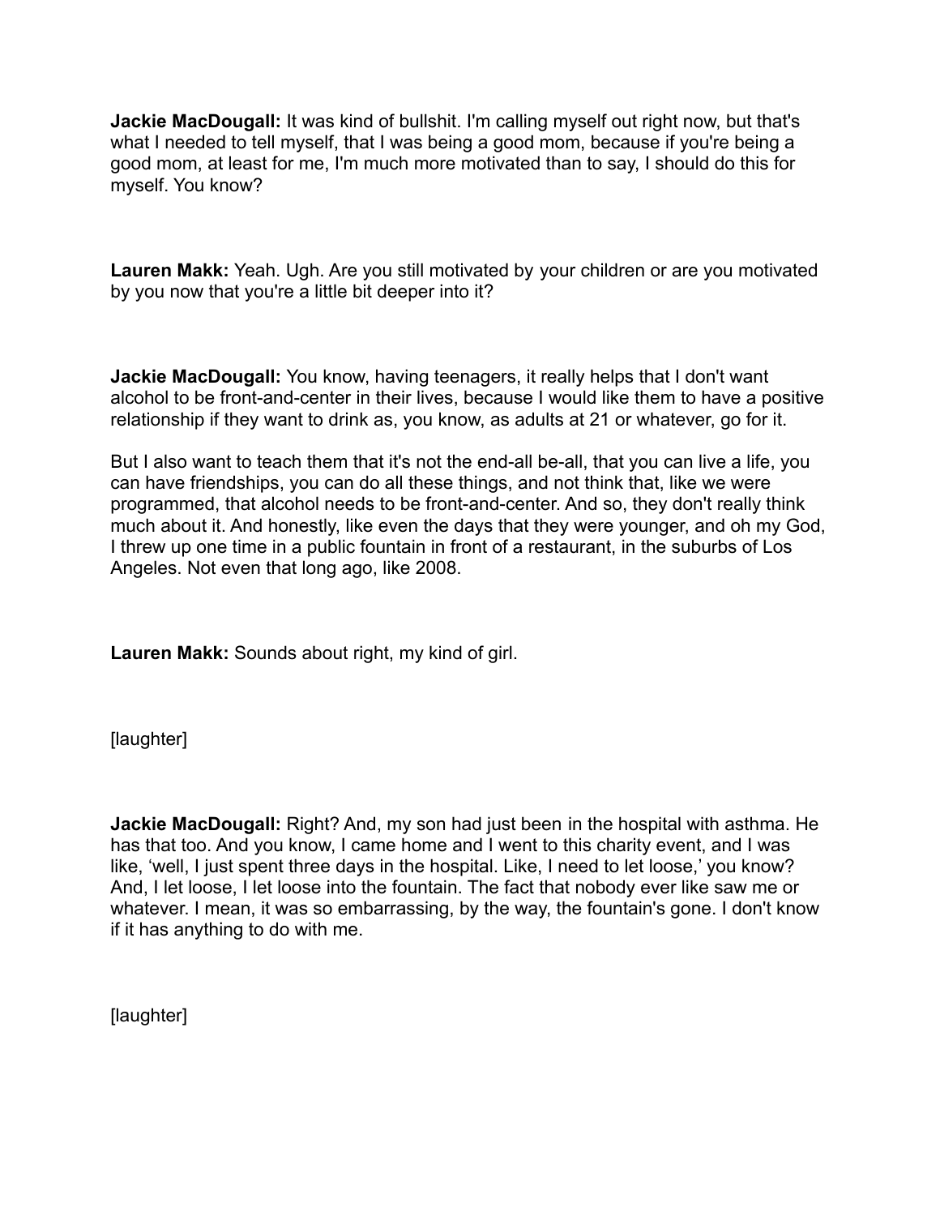**Jackie MacDougall:** It was kind of bullshit. I'm calling myself out right now, but that's what I needed to tell myself, that I was being a good mom, because if you're being a good mom, at least for me, I'm much more motivated than to say, I should do this for myself. You know?

**Lauren Makk:** Yeah. Ugh. Are you still motivated by your children or are you motivated by you now that you're a little bit deeper into it?

**Jackie MacDougall:** You know, having teenagers, it really helps that I don't want alcohol to be front-and-center in their lives, because I would like them to have a positive relationship if they want to drink as, you know, as adults at 21 or whatever, go for it.

But I also want to teach them that it's not the end-all be-all, that you can live a life, you can have friendships, you can do all these things, and not think that, like we were programmed, that alcohol needs to be front-and-center. And so, they don't really think much about it. And honestly, like even the days that they were younger, and oh my God, I threw up one time in a public fountain in front of a restaurant, in the suburbs of Los Angeles. Not even that long ago, like 2008.

**Lauren Makk:** Sounds about right, my kind of girl.

[laughter]

**Jackie MacDougall:** Right? And, my son had just been in the hospital with asthma. He has that too. And you know, I came home and I went to this charity event, and I was like, 'well, I just spent three days in the hospital. Like, I need to let loose,' you know? And, I let loose, I let loose into the fountain. The fact that nobody ever like saw me or whatever. I mean, it was so embarrassing, by the way, the fountain's gone. I don't know if it has anything to do with me.

[laughter]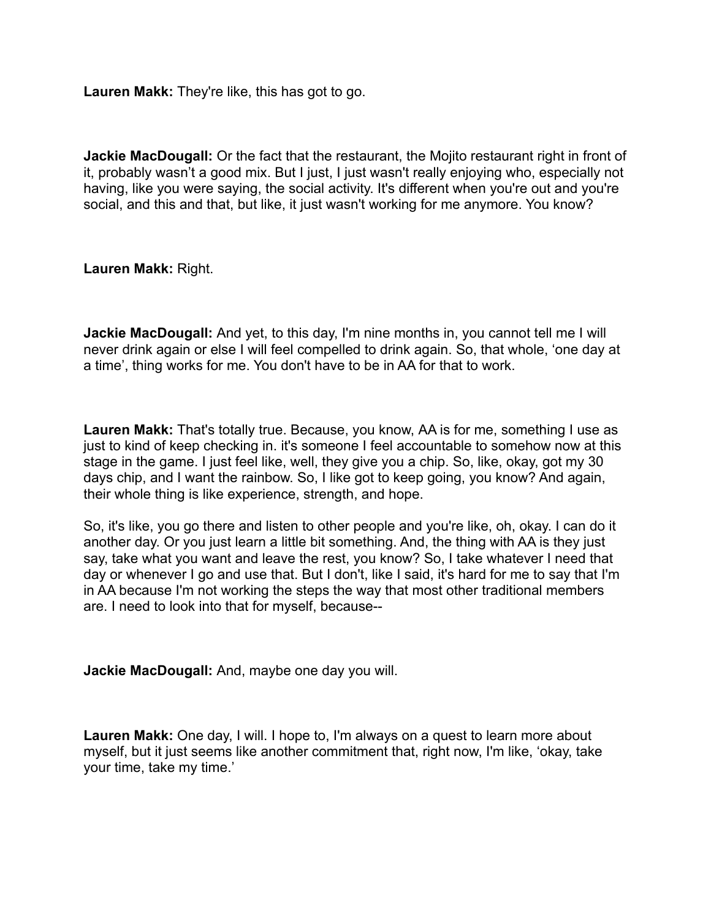**Lauren Makk:** They're like, this has got to go.

**Jackie MacDougall:** Or the fact that the restaurant, the Mojito restaurant right in front of it, probably wasn't a good mix. But I just, I just wasn't really enjoying who, especially not having, like you were saying, the social activity. It's different when you're out and you're social, and this and that, but like, it just wasn't working for me anymore. You know?

**Lauren Makk:** Right.

**Jackie MacDougall:** And yet, to this day, I'm nine months in, you cannot tell me I will never drink again or else I will feel compelled to drink again. So, that whole, 'one day at a time', thing works for me. You don't have to be in AA for that to work.

**Lauren Makk:** That's totally true. Because, you know, AA is for me, something I use as just to kind of keep checking in. it's someone I feel accountable to somehow now at this stage in the game. I just feel like, well, they give you a chip. So, like, okay, got my 30 days chip, and I want the rainbow. So, I like got to keep going, you know? And again, their whole thing is like experience, strength, and hope.

So, it's like, you go there and listen to other people and you're like, oh, okay. I can do it another day. Or you just learn a little bit something. And, the thing with AA is they just say, take what you want and leave the rest, you know? So, I take whatever I need that day or whenever I go and use that. But I don't, like I said, it's hard for me to say that I'm in AA because I'm not working the steps the way that most other traditional members are. I need to look into that for myself, because--

**Jackie MacDougall:** And, maybe one day you will.

**Lauren Makk:** One day, I will. I hope to, I'm always on a quest to learn more about myself, but it just seems like another commitment that, right now, I'm like, 'okay, take your time, take my time.'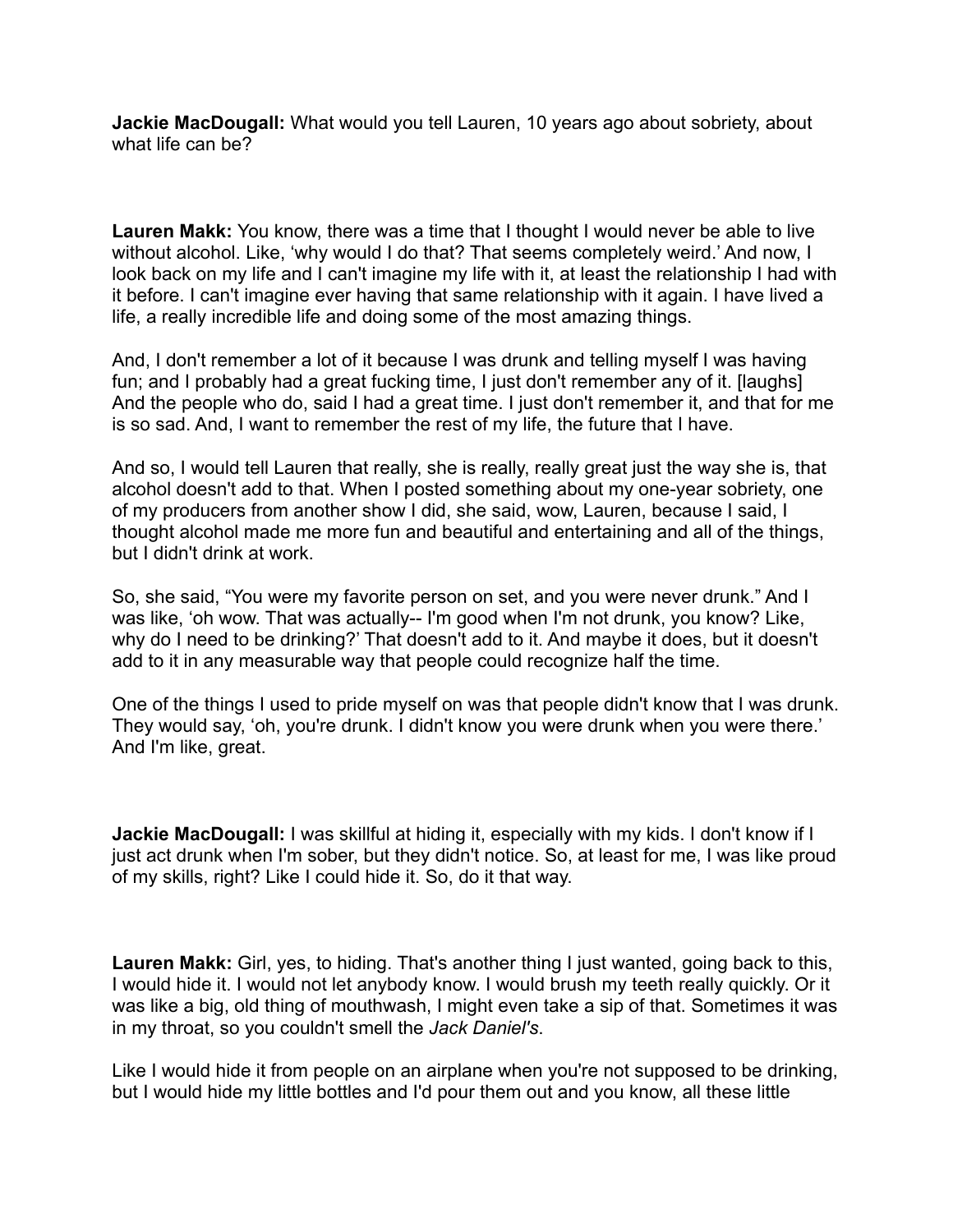**Jackie MacDougall:** What would you tell Lauren, 10 years ago about sobriety, about what life can be?

**Lauren Makk:** You know, there was a time that I thought I would never be able to live without alcohol. Like, 'why would I do that? That seems completely weird.' And now, I look back on my life and I can't imagine my life with it, at least the relationship I had with it before. I can't imagine ever having that same relationship with it again. I have lived a life, a really incredible life and doing some of the most amazing things.

And, I don't remember a lot of it because I was drunk and telling myself I was having fun; and I probably had a great fucking time, I just don't remember any of it. [laughs] And the people who do, said I had a great time. I just don't remember it, and that for me is so sad. And, I want to remember the rest of my life, the future that I have.

And so, I would tell Lauren that really, she is really, really great just the way she is, that alcohol doesn't add to that. When I posted something about my one-year sobriety, one of my producers from another show I did, she said, wow, Lauren, because I said, I thought alcohol made me more fun and beautiful and entertaining and all of the things, but I didn't drink at work.

So, she said, "You were my favorite person on set, and you were never drunk." And I was like, 'oh wow. That was actually-- I'm good when I'm not drunk, you know? Like, why do I need to be drinking?' That doesn't add to it. And maybe it does, but it doesn't add to it in any measurable way that people could recognize half the time.

One of the things I used to pride myself on was that people didn't know that I was drunk. They would say, 'oh, you're drunk. I didn't know you were drunk when you were there.' And I'm like, great.

**Jackie MacDougall:** I was skillful at hiding it, especially with my kids. I don't know if I just act drunk when I'm sober, but they didn't notice. So, at least for me, I was like proud of my skills, right? Like I could hide it. So, do it that way.

**Lauren Makk:** Girl, yes, to hiding. That's another thing I just wanted, going back to this, I would hide it. I would not let anybody know. I would brush my teeth really quickly. Or it was like a big, old thing of mouthwash, I might even take a sip of that. Sometimes it was in my throat, so you couldn't smell the *Jack Daniel's*.

Like I would hide it from people on an airplane when you're not supposed to be drinking, but I would hide my little bottles and I'd pour them out and you know, all these little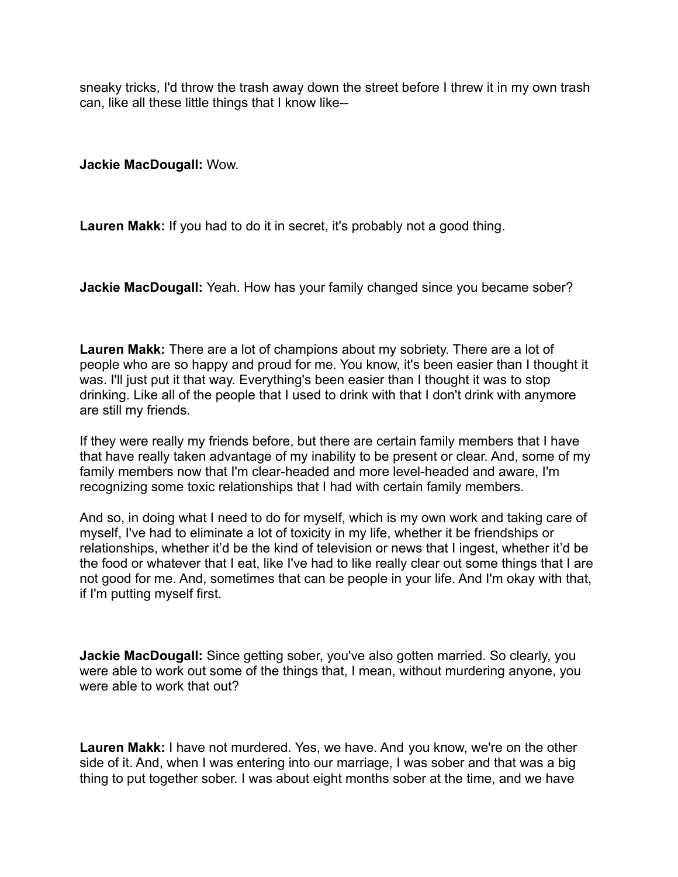sneaky tricks, I'd throw the trash away down the street before I threw it in my own trash can, like all these little things that I know like--

**Jackie MacDougall:** Wow.

**Lauren Makk:** If you had to do it in secret, it's probably not a good thing.

**Jackie MacDougall:** Yeah. How has your family changed since you became sober?

**Lauren Makk:** There are a lot of champions about my sobriety. There are a lot of people who are so happy and proud for me. You know, it's been easier than I thought it was. I'll just put it that way. Everything's been easier than I thought it was to stop drinking. Like all of the people that I used to drink with that I don't drink with anymore are still my friends.

If they were really my friends before, but there are certain family members that I have that have really taken advantage of my inability to be present or clear. And, some of my family members now that I'm clear-headed and more level-headed and aware, I'm recognizing some toxic relationships that I had with certain family members.

And so, in doing what I need to do for myself, which is my own work and taking care of myself, I've had to eliminate a lot of toxicity in my life, whether it be friendships or relationships, whether it'd be the kind of television or news that I ingest, whether it'd be the food or whatever that I eat, like I've had to like really clear out some things that I are not good for me. And, sometimes that can be people in your life. And I'm okay with that, if I'm putting myself first.

**Jackie MacDougall:** Since getting sober, you've also gotten married. So clearly, you were able to work out some of the things that, I mean, without murdering anyone, you were able to work that out?

**Lauren Makk:** I have not murdered. Yes, we have. And you know, we're on the other side of it. And, when I was entering into our marriage, I was sober and that was a big thing to put together sober. I was about eight months sober at the time, and we have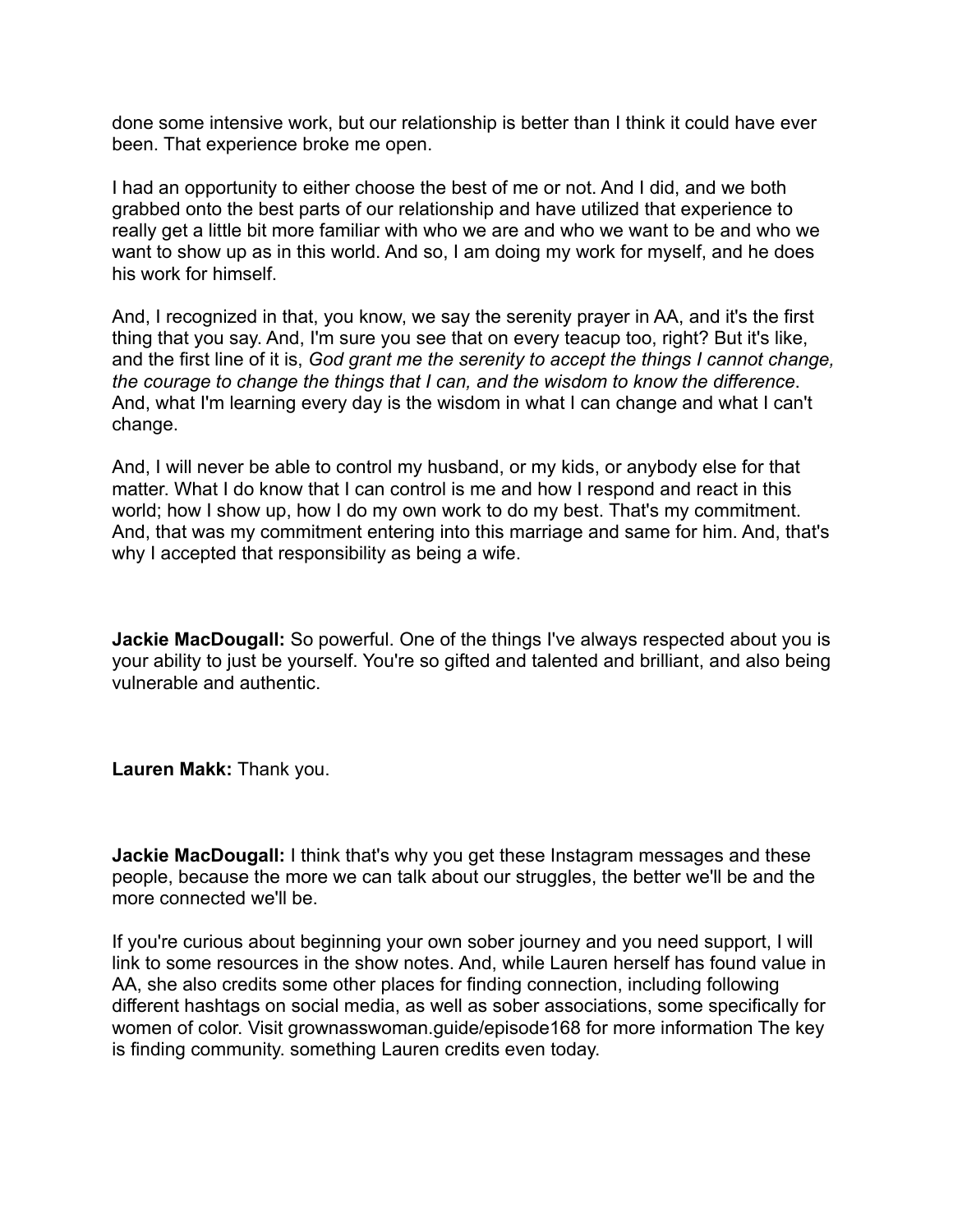done some intensive work, but our relationship is better than I think it could have ever been. That experience broke me open.

I had an opportunity to either choose the best of me or not. And I did, and we both grabbed onto the best parts of our relationship and have utilized that experience to really get a little bit more familiar with who we are and who we want to be and who we want to show up as in this world. And so, I am doing my work for myself, and he does his work for himself.

And, I recognized in that, you know, we say the serenity prayer in AA, and it's the first thing that you say. And, I'm sure you see that on every teacup too, right? But it's like, and the first line of it is, *God grant me the serenity to accept the things I cannot change, the courage to change the things that I can, and the wisdom to know the difference*. And, what I'm learning every day is the wisdom in what I can change and what I can't change.

And, I will never be able to control my husband, or my kids, or anybody else for that matter. What I do know that I can control is me and how I respond and react in this world; how I show up, how I do my own work to do my best. That's my commitment. And, that was my commitment entering into this marriage and same for him. And, that's why I accepted that responsibility as being a wife.

**Jackie MacDougall:** So powerful. One of the things I've always respected about you is your ability to just be yourself. You're so gifted and talented and brilliant, and also being vulnerable and authentic.

**Lauren Makk:** Thank you.

**Jackie MacDougall:** I think that's why you get these Instagram messages and these people, because the more we can talk about our struggles, the better we'll be and the more connected we'll be.

If you're curious about beginning your own sober journey and you need support, I will link to some resources in the show notes. And, while Lauren herself has found value in AA, she also credits some other places for finding connection, including following different hashtags on social media, as well as sober associations, some specifically for women of color. Visit grownasswoman.guide/episode168 for more information The key is finding community. something Lauren credits even today.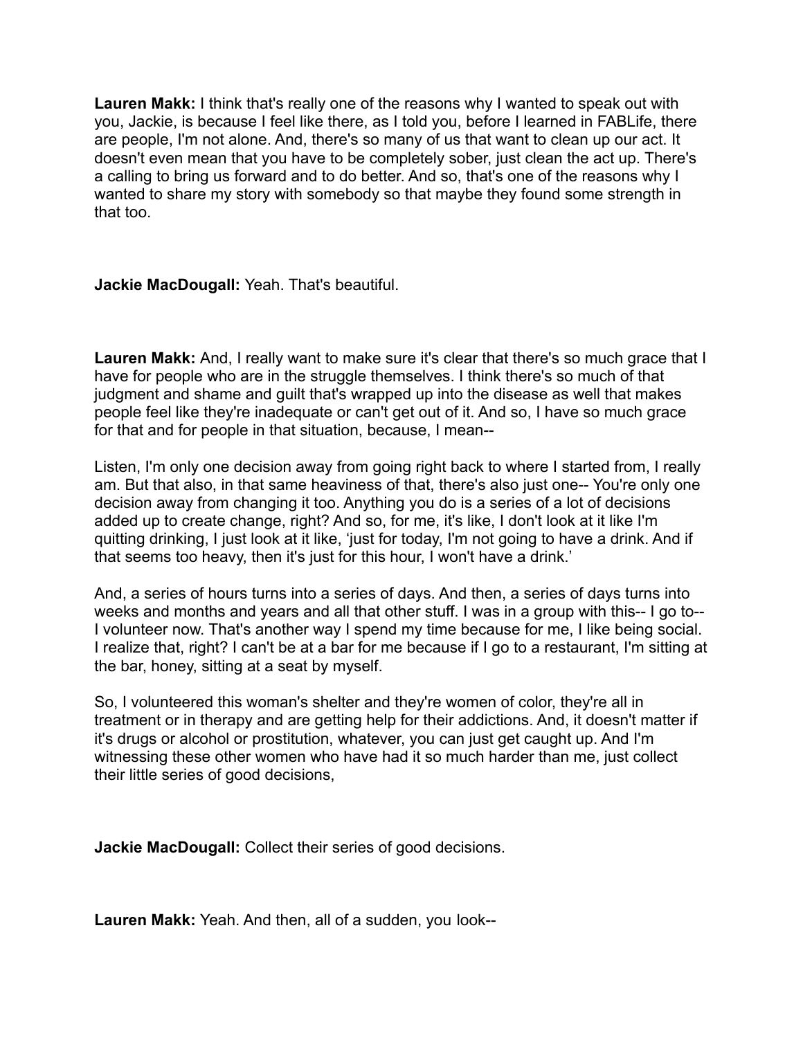**Lauren Makk:** I think that's really one of the reasons why I wanted to speak out with you, Jackie, is because I feel like there, as I told you, before I learned in FABLife, there are people, I'm not alone. And, there's so many of us that want to clean up our act. It doesn't even mean that you have to be completely sober, just clean the act up. There's a calling to bring us forward and to do better. And so, that's one of the reasons why I wanted to share my story with somebody so that maybe they found some strength in that too.

**Jackie MacDougall:** Yeah. That's beautiful.

**Lauren Makk:** And, I really want to make sure it's clear that there's so much grace that I have for people who are in the struggle themselves. I think there's so much of that judgment and shame and guilt that's wrapped up into the disease as well that makes people feel like they're inadequate or can't get out of it. And so, I have so much grace for that and for people in that situation, because, I mean--

Listen, I'm only one decision away from going right back to where I started from, I really am. But that also, in that same heaviness of that, there's also just one-- You're only one decision away from changing it too. Anything you do is a series of a lot of decisions added up to create change, right? And so, for me, it's like, I don't look at it like I'm quitting drinking, I just look at it like, 'just for today, I'm not going to have a drink. And if that seems too heavy, then it's just for this hour, I won't have a drink.'

And, a series of hours turns into a series of days. And then, a series of days turns into weeks and months and years and all that other stuff. I was in a group with this-- I go to-- I volunteer now. That's another way I spend my time because for me, I like being social. I realize that, right? I can't be at a bar for me because if I go to a restaurant, I'm sitting at the bar, honey, sitting at a seat by myself.

So, I volunteered this woman's shelter and they're women of color, they're all in treatment or in therapy and are getting help for their addictions. And, it doesn't matter if it's drugs or alcohol or prostitution, whatever, you can just get caught up. And I'm witnessing these other women who have had it so much harder than me, just collect their little series of good decisions,

**Jackie MacDougall:** Collect their series of good decisions.

**Lauren Makk:** Yeah. And then, all of a sudden, you look--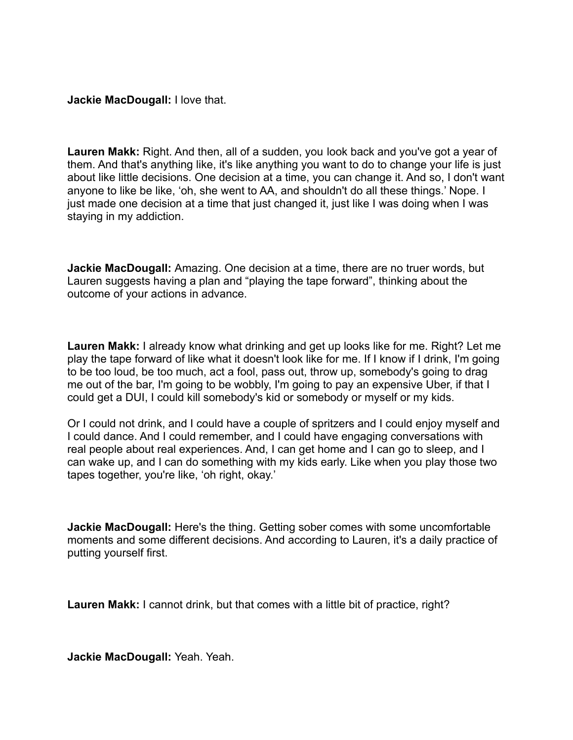**Jackie MacDougall:** I love that.

**Lauren Makk:** Right. And then, all of a sudden, you look back and you've got a year of them. And that's anything like, it's like anything you want to do to change your life is just about like little decisions. One decision at a time, you can change it. And so, I don't want anyone to like be like, 'oh, she went to AA, and shouldn't do all these things.' Nope. I just made one decision at a time that just changed it, just like I was doing when I was staying in my addiction.

**Jackie MacDougall:** Amazing. One decision at a time, there are no truer words, but Lauren suggests having a plan and "playing the tape forward", thinking about the outcome of your actions in advance.

**Lauren Makk:** I already know what drinking and get up looks like for me. Right? Let me play the tape forward of like what it doesn't look like for me. If I know if I drink, I'm going to be too loud, be too much, act a fool, pass out, throw up, somebody's going to drag me out of the bar, I'm going to be wobbly, I'm going to pay an expensive Uber, if that I could get a DUI, I could kill somebody's kid or somebody or myself or my kids.

Or I could not drink, and I could have a couple of spritzers and I could enjoy myself and I could dance. And I could remember, and I could have engaging conversations with real people about real experiences. And, I can get home and I can go to sleep, and I can wake up, and I can do something with my kids early. Like when you play those two tapes together, you're like, 'oh right, okay.'

**Jackie MacDougall:** Here's the thing. Getting sober comes with some uncomfortable moments and some different decisions. And according to Lauren, it's a daily practice of putting yourself first.

**Lauren Makk:** I cannot drink, but that comes with a little bit of practice, right?

**Jackie MacDougall:** Yeah. Yeah.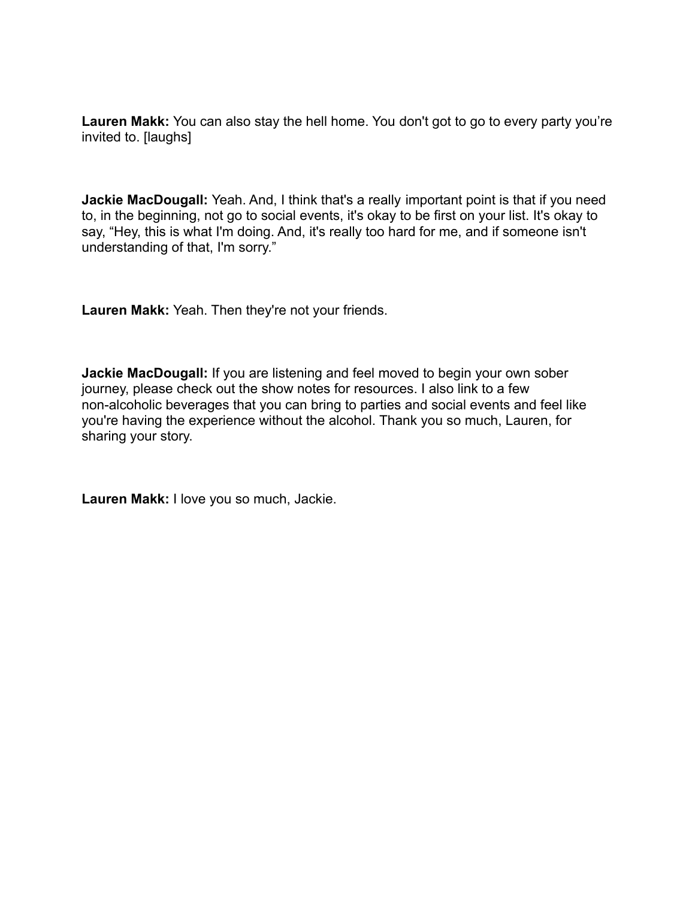**Lauren Makk:** You can also stay the hell home. You don't got to go to every party you're invited to. [laughs]

**Jackie MacDougall:** Yeah. And, I think that's a really important point is that if you need to, in the beginning, not go to social events, it's okay to be first on your list. It's okay to say, "Hey, this is what I'm doing. And, it's really too hard for me, and if someone isn't understanding of that, I'm sorry."

**Lauren Makk:** Yeah. Then they're not your friends.

**Jackie MacDougall:** If you are listening and feel moved to begin your own sober journey, please check out the show notes for resources. I also link to a few non-alcoholic beverages that you can bring to parties and social events and feel like you're having the experience without the alcohol. Thank you so much, Lauren, for sharing your story.

**Lauren Makk:** I love you so much, Jackie.